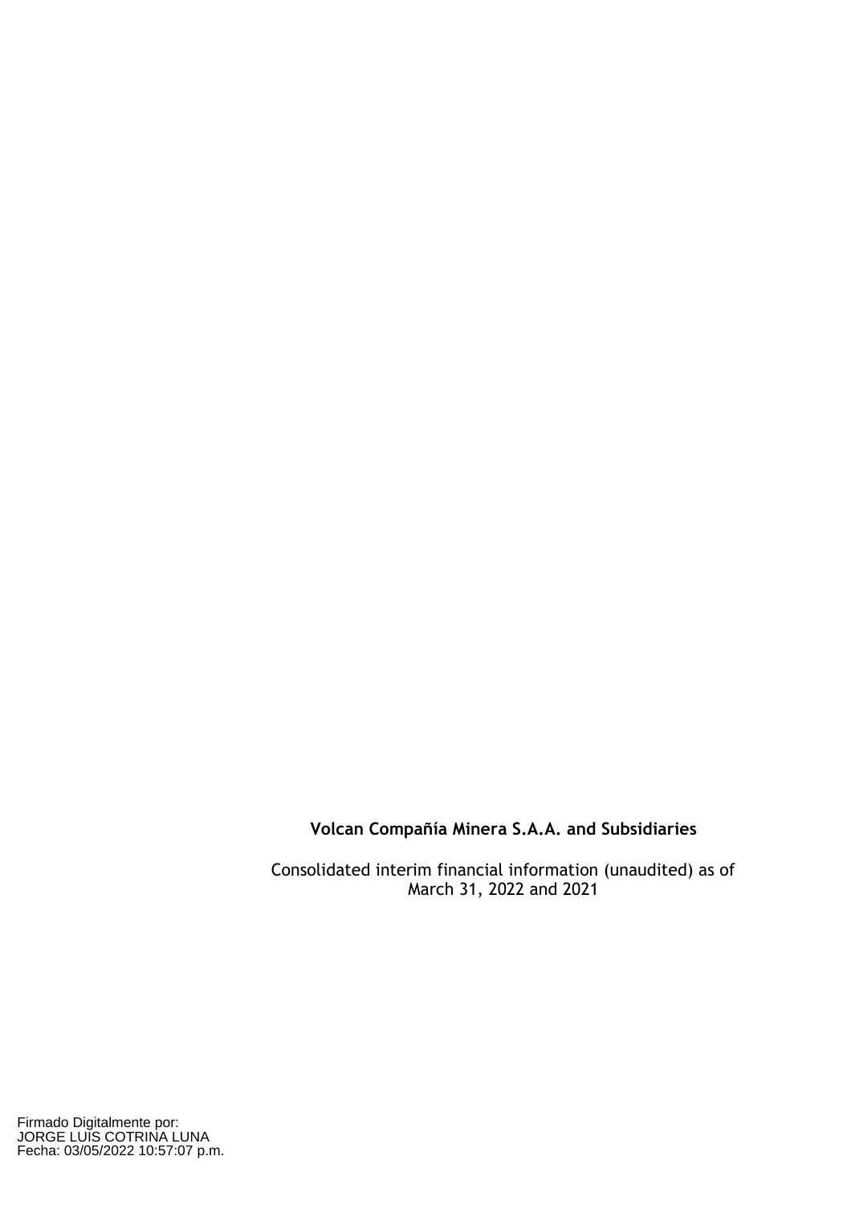**Volcan Compañía Minera S.A.A. and Subsidiaries**

Consolidated interim financial information (unaudited) as of March 31, 2022 and 2021

Firmado Digitalmente por:
JORGE LUIS COTRINA LUNA
Fecha: 03/05/2022 10:57:07 p.m.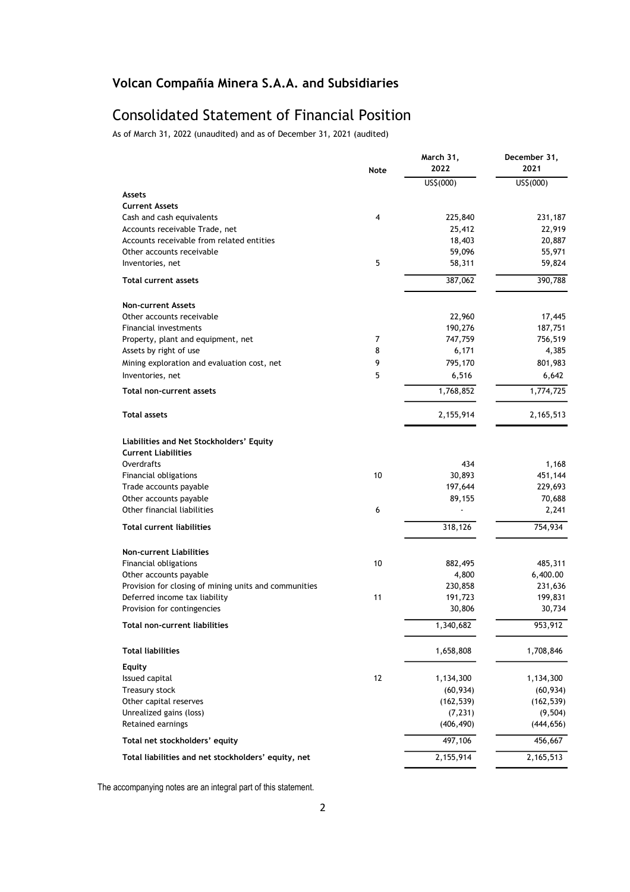## Volcan Compañía Minera S.A.A. and Subsidiaries

# Consolidated Statement of Financial Position

As of March 31, 2022 (unaudited) and as of December 31, 2021 (audited)

| | Note | March 31, 2022 | December 31, 2021 |
|---|---|---|---|
| | | US$(000) | US$(000) |
| **Assets** | | | |
| **Current Assets** | | | |
| Cash and cash equivalents | 4 | 225,840 | 231,187 |
| Accounts receivable Trade, net | | 25,412 | 22,919 |
| Accounts receivable from related entities | | 18,403 | 20,887 |
| Other accounts receivable | | 59,096 | 55,971 |
| Inventories, net | 5 | 58,311 | 59,824 |
| **Total current assets** | | 387,062 | 390,788 |
| **Non-current Assets** | | | |
| Other accounts receivable | | 22,960 | 17,445 |
| Financial investments | | 190,276 | 187,751 |
| Property, plant and equipment, net | 7 | 747,759 | 756,519 |
| Assets by right of use | 8 | 6,171 | 4,385 |
| Mining exploration and evaluation cost, net | 9 | 795,170 | 801,983 |
| Inventories, net | 5 | 6,516 | 6,642 |
| **Total non-current assets** | | 1,768,852 | 1,774,725 |
| **Total assets** | | 2,155,914 | 2,165,513 |
| **Liabilities and Net Stockholders' Equity** | | | |
| **Current Liabilities** | | | |
| Overdrafts | | 434 | 1,168 |
| Financial obligations | 10 | 30,893 | 451,144 |
| Trade accounts payable | | 197,644 | 229,693 |
| Other accounts payable | | 89,155 | 70,688 |
| Other financial liabilities | 6 | - | 2,241 |
| **Total current liabilities** | | 318,126 | 754,934 |
| **Non-current Liabilities** | | | |
| Financial obligations | 10 | 882,495 | 485,311 |
| Other accounts payable | | 4,800 | 6,400.00 |
| Provision for closing of mining units and communities | | 230,858 | 231,636 |
| Deferred income tax liability | 11 | 191,723 | 199,831 |
| Provision for contingencies | | 30,806 | 30,734 |
| **Total non-current liabilities** | | 1,340,682 | 953,912 |
| **Total liabilities** | | 1,658,808 | 1,708,846 |
| **Equity** | | | |
| Issued capital | 12 | 1,134,300 | 1,134,300 |
| Treasury stock | | (60,934) | (60,934) |
| Other capital reserves | | (162,539) | (162,539) |
| Unrealized gains (loss) | | (7,231) | (9,504) |
| Retained earnings | | (406,490) | (444,656) |
| **Total net stockholders' equity** | | 497,106 | 456,667 |
| **Total liabilities and net stockholders' equity, net** | | 2,155,914 | 2,165,513 |

The accompanying notes are an integral part of this statement.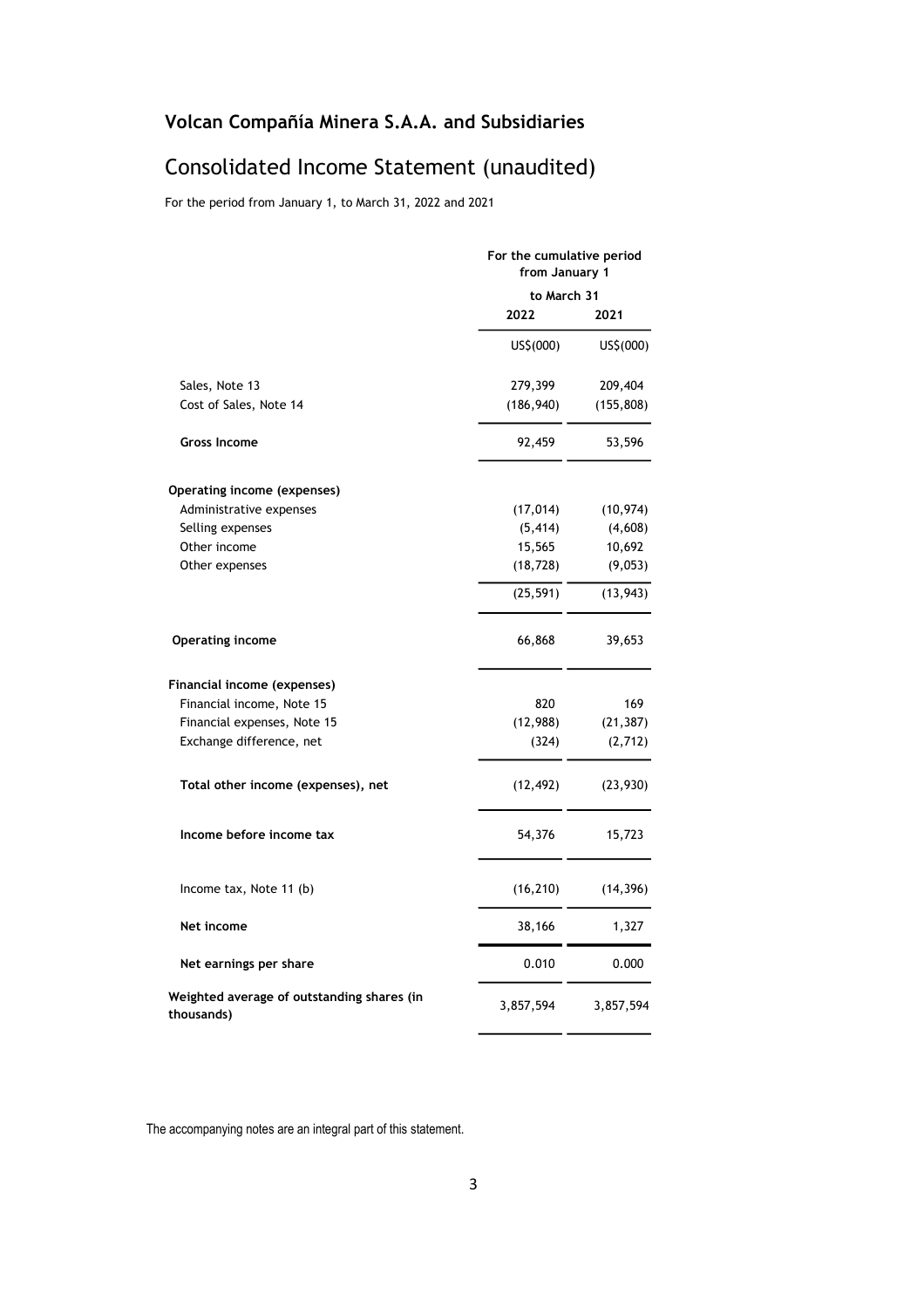## Volcan Compañía Minera S.A.A. and Subsidiaries

# Consolidated Income Statement (unaudited)

For the period from January 1, to March 31, 2022 and 2021

| | For the cumulative period from January 1 to March 31 | |
|---|---|---|
| | 2022 | 2021 |
| | US$(000) | US$(000) |
| Sales, Note 13 | 279,399 | 209,404 |
| Cost of Sales, Note 14 | (186,940) | (155,808) |
| **Gross Income** | 92,459 | 53,596 |
| **Operating income (expenses)** | | |
| Administrative expenses | (17,014) | (10,974) |
| Selling expenses | (5,414) | (4,608) |
| Other income | 15,565 | 10,692 |
| Other expenses | (18,728) | (9,053) |
| | (25,591) | (13,943) |
| **Operating income** | 66,868 | 39,653 |
| **Financial income (expenses)** | | |
| Financial income, Note 15 | 820 | 169 |
| Financial expenses, Note 15 | (12,988) | (21,387) |
| Exchange difference, net | (324) | (2,712) |
| **Total other income (expenses), net** | (12,492) | (23,930) |
| **Income before income tax** | 54,376 | 15,723 |
| Income tax, Note 11 (b) | (16,210) | (14,396) |
| **Net income** | 38,166 | 1,327 |
| **Net earnings per share** | 0.010 | 0.000 |
| **Weighted average of outstanding shares (in thousands)** | 3,857,594 | 3,857,594 |

The accompanying notes are an integral part of this statement.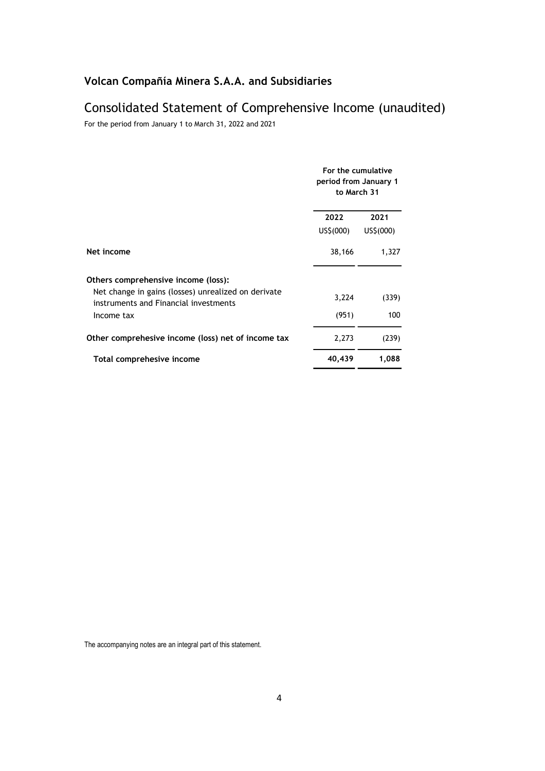## Volcan Compañía Minera S.A.A. and Subsidiaries

# Consolidated Statement of Comprehensive Income (unaudited)

For the period from January 1 to March 31, 2022 and 2021

| | For the cumulative period from January 1 to March 31 | |
|---|---|---|
| | **2022** | **2021** |
| | US$(000) | US$(000) |
| **Net income** | 38,166 | 1,327 |
| **Others comprehensive income (loss):** | | |
| Net change in gains (losses) unrealized on derivate instruments and Financial investments | 3,224 | (339) |
| Income tax | (951) | 100 |
| **Other comprehesive income (loss) net of income tax** | 2,273 | (239) |
| **Total comprehesive income** | **40,439** | **1,088** |

The accompanying notes are an integral part of this statement.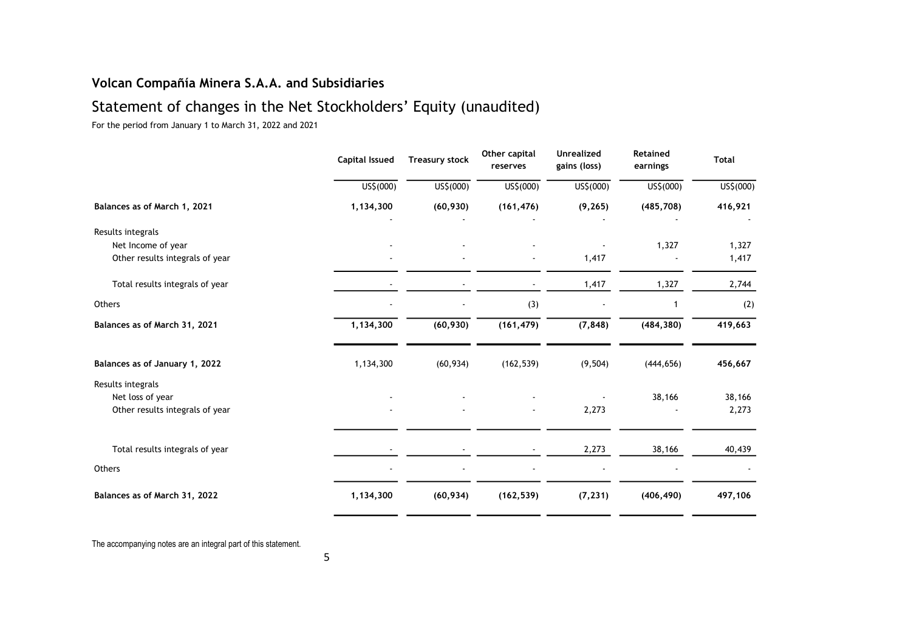# Volcan Compañía Minera S.A.A. and Subsidiaries

## Statement of changes in the Net Stockholders' Equity (unaudited)

For the period from January 1 to March 31, 2022 and 2021

| | Capital Issued | Treasury stock | Other capital reserves | Unrealized gains (loss) | Retained earnings | Total |
|---|---|---|---|---|---|---|
| | US$(000) | US$(000) | US$(000) | US$(000) | US$(000) | US$(000) |
| **Balances as of March 1, 2021** | **1,134,300** | **(60,930)** | **(161,476)** | **(9,265)** | **(485,708)** | **416,921** |
| | - | - | - | - | - | - |
| Results integrals | | | | | | |
| Net Income of year | - | - | - | - | 1,327 | 1,327 |
| Other results integrals of year | - | - | - | 1,417 | - | 1,417 |
| Total results integrals of year | - | - | - | 1,417 | 1,327 | 2,744 |
| Others | - | - | (3) | - | 1 | (2) |
| **Balances as of March 31, 2021** | **1,134,300** | **(60,930)** | **(161,479)** | **(7,848)** | **(484,380)** | **419,663** |
| **Balances as of January 1, 2022** | 1,134,300 | (60,934) | (162,539) | (9,504) | (444,656) | **456,667** |
| Results integrals | | | | | | |
| Net loss of year | - | - | - | - | 38,166 | 38,166 |
| Other results integrals of year | - | - | - | 2,273 | - | 2,273 |
| Total results integrals of year | - | - | - | 2,273 | 38,166 | 40,439 |
| Others | - | - | - | - | - | - |
| **Balances as of March 31, 2022** | **1,134,300** | **(60,934)** | **(162,539)** | **(7,231)** | **(406,490)** | **497,106** |

The accompanying notes are an integral part of this statement.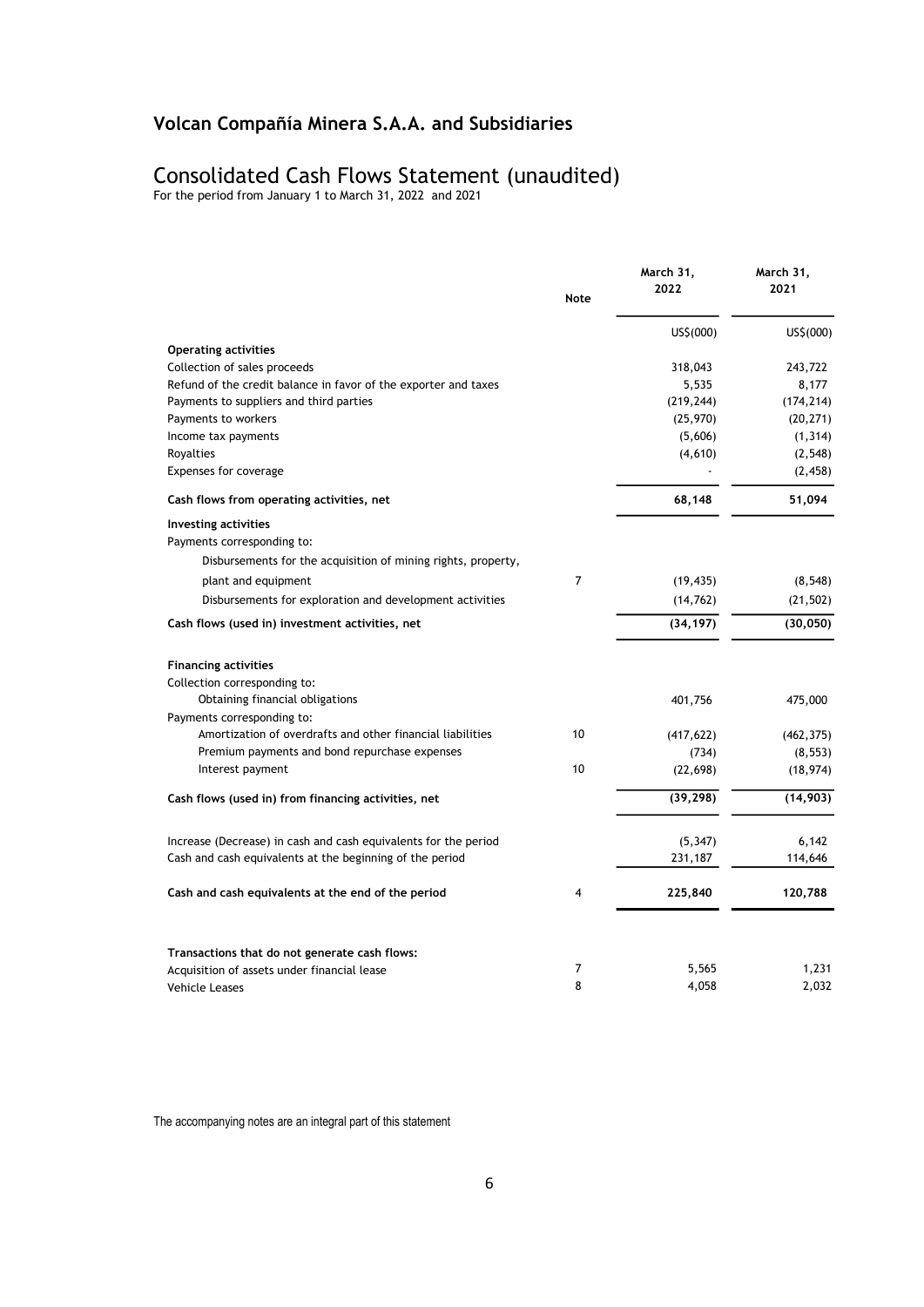# Volcan Compañía Minera S.A.A. and Subsidiaries

## Consolidated Cash Flows Statement (unaudited)

For the period from January 1 to March 31, 2022 and 2021

| | Note | March 31, 2022 | March 31, 2021 |
|---|---|---|---|
| | | US$(000) | US$(000) |
| **Operating activities** | | | |
| Collection of sales proceeds | | 318,043 | 243,722 |
| Refund of the credit balance in favor of the exporter and taxes | | 5,535 | 8,177 |
| Payments to suppliers and third parties | | (219,244) | (174,214) |
| Payments to workers | | (25,970) | (20,271) |
| Income tax payments | | (5,606) | (1,314) |
| Royalties | | (4,610) | (2,548) |
| Expenses for coverage | | - | (2,458) |
| **Cash flows from operating activities, net** | | **68,148** | **51,094** |
| **Investing activities** | | | |
| Payments corresponding to: | | | |
| Disbursements for the acquisition of mining rights, property, plant and equipment | 7 | (19,435) | (8,548) |
| Disbursements for exploration and development activities | | (14,762) | (21,502) |
| **Cash flows (used in) investment activities, net** | | **(34,197)** | **(30,050)** |
| **Financing activities** | | | |
| Collection corresponding to: | | | |
| Obtaining financial obligations | | 401,756 | 475,000 |
| Payments corresponding to: | | | |
| Amortization of overdrafts and other financial liabilities | 10 | (417,622) | (462,375) |
| Premium payments and bond repurchase expenses | | (734) | (8,553) |
| Interest payment | 10 | (22,698) | (18,974) |
| **Cash flows (used in) from financing activities, net** | | **(39,298)** | **(14,903)** |
| Increase (Decrease) in cash and cash equivalents for the period | | (5,347) | 6,142 |
| Cash and cash equivalents at the beginning of the period | | 231,187 | 114,646 |
| **Cash and cash equivalents at the end of the period** | 4 | **225,840** | **120,788** |
| **Transactions that do not generate cash flows:** | | | |
| Acquisition of assets under financial lease | 7 | 5,565 | 1,231 |
| Vehicle Leases | 8 | 4,058 | 2,032 |

The accompanying notes are an integral part of this statement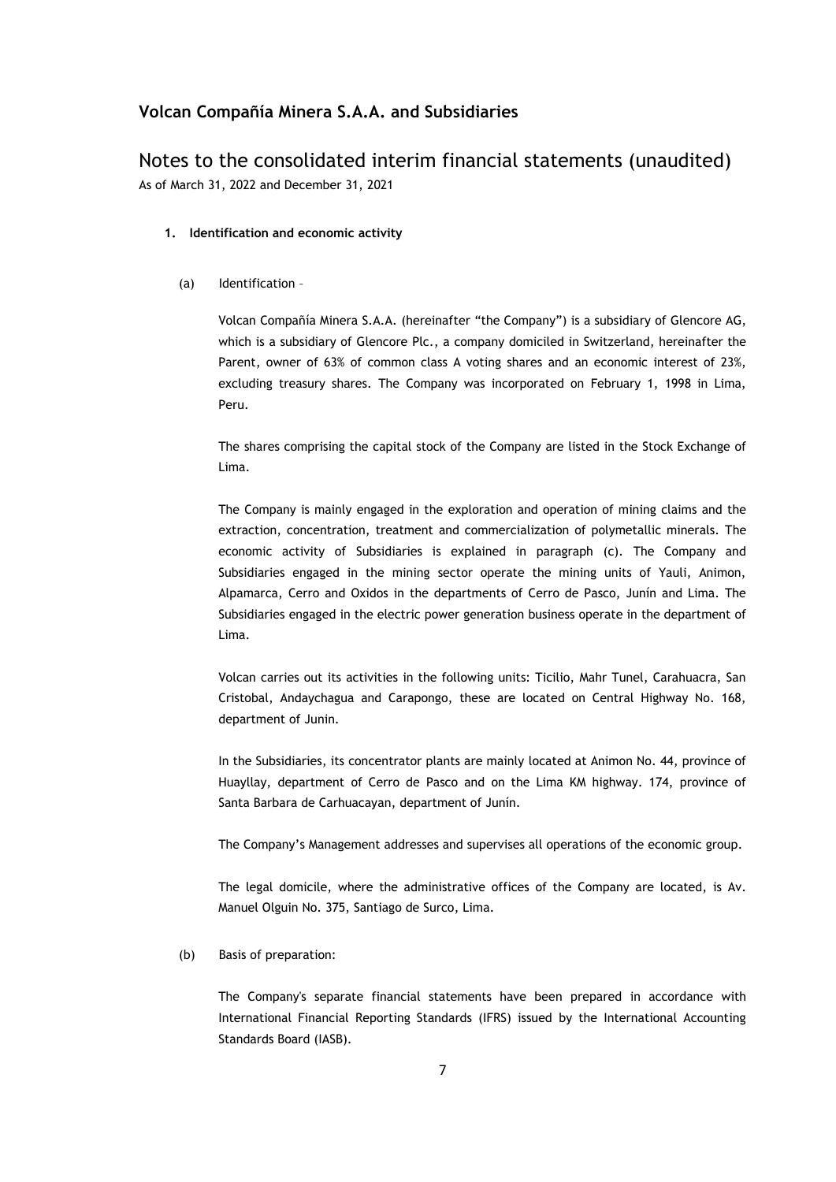## Volcan Compañía Minera S.A.A. and Subsidiaries

# Notes to the consolidated interim financial statements (unaudited)

As of March 31, 2022 and December 31, 2021

### 1. Identification and economic activity

(a) Identification –

Volcan Compañía Minera S.A.A. (hereinafter "the Company") is a subsidiary of Glencore AG, which is a subsidiary of Glencore Plc., a company domiciled in Switzerland, hereinafter the Parent, owner of 63% of common class A voting shares and an economic interest of 23%, excluding treasury shares. The Company was incorporated on February 1, 1998 in Lima, Peru.

The shares comprising the capital stock of the Company are listed in the Stock Exchange of Lima.

The Company is mainly engaged in the exploration and operation of mining claims and the extraction, concentration, treatment and commercialization of polymetallic minerals. The economic activity of Subsidiaries is explained in paragraph (c). The Company and Subsidiaries engaged in the mining sector operate the mining units of Yauli, Animon, Alpamarca, Cerro and Oxidos in the departments of Cerro de Pasco, Junín and Lima. The Subsidiaries engaged in the electric power generation business operate in the department of Lima.

Volcan carries out its activities in the following units: Ticilio, Mahr Tunel, Carahuacra, San Cristobal, Andaychagua and Carapongo, these are located on Central Highway No. 168, department of Junin.

In the Subsidiaries, its concentrator plants are mainly located at Animon No. 44, province of Huayllay, department of Cerro de Pasco and on the Lima KM highway. 174, province of Santa Barbara de Carhuacayan, department of Junín.

The Company's Management addresses and supervises all operations of the economic group.

The legal domicile, where the administrative offices of the Company are located, is Av. Manuel Olguin No. 375, Santiago de Surco, Lima.

(b) Basis of preparation:

The Company's separate financial statements have been prepared in accordance with International Financial Reporting Standards (IFRS) issued by the International Accounting Standards Board (IASB).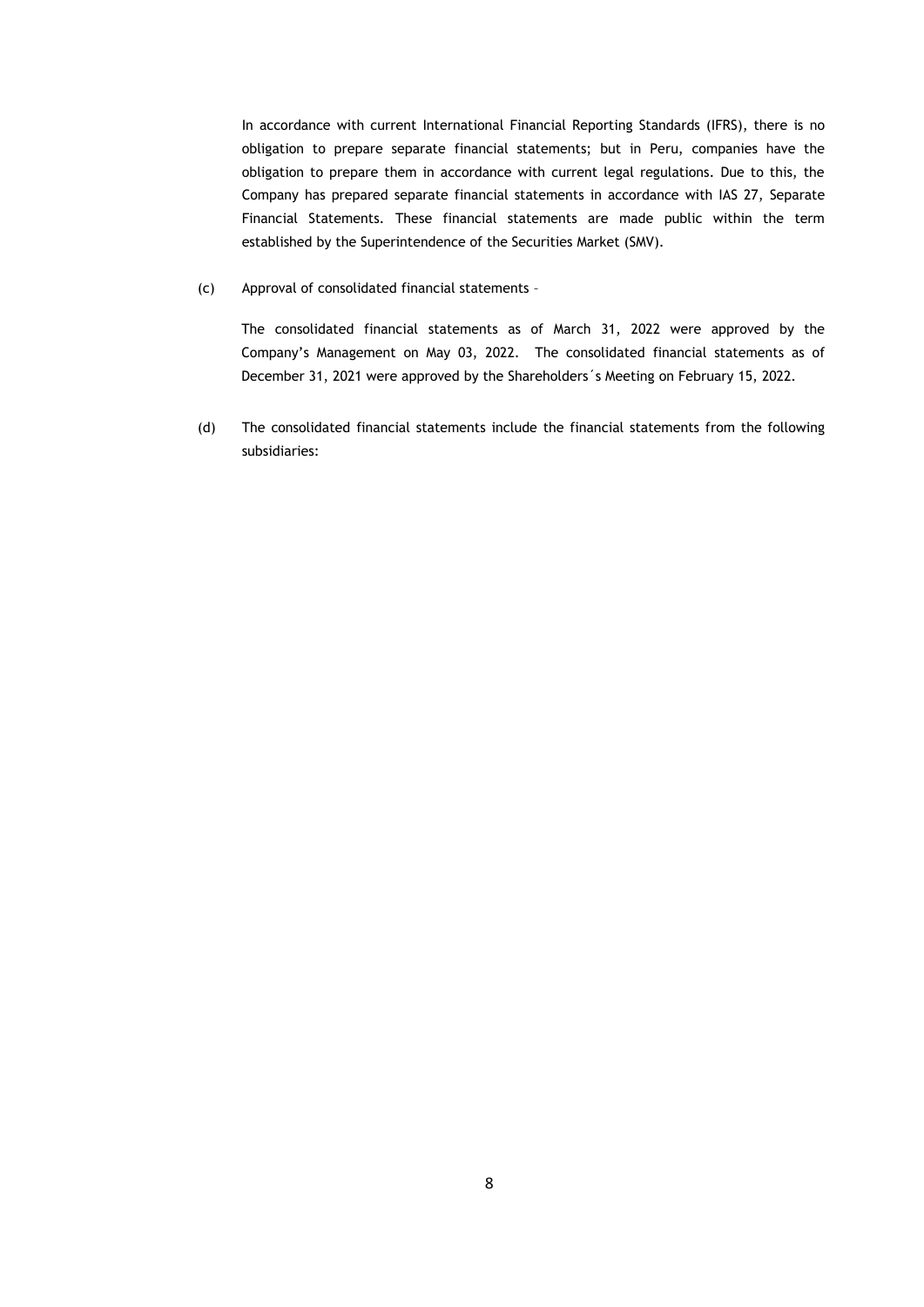In accordance with current International Financial Reporting Standards (IFRS), there is no obligation to prepare separate financial statements; but in Peru, companies have the obligation to prepare them in accordance with current legal regulations. Due to this, the Company has prepared separate financial statements in accordance with IAS 27, Separate Financial Statements. These financial statements are made public within the term established by the Superintendence of the Securities Market (SMV).

(c) Approval of consolidated financial statements –

The consolidated financial statements as of March 31, 2022 were approved by the Company's Management on May 03, 2022. The consolidated financial statements as of December 31, 2021 were approved by the Shareholders´s Meeting on February 15, 2022.

(d) The consolidated financial statements include the financial statements from the following subsidiaries: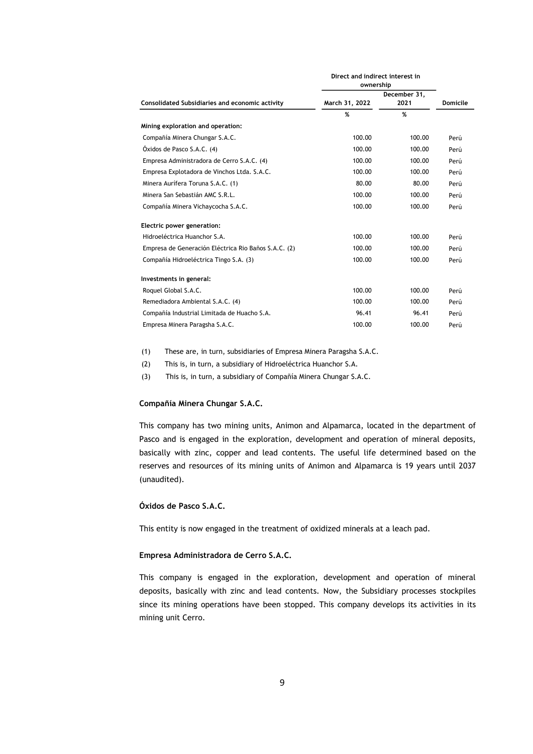| Consolidated Subsidiaries and economic activity | Direct and indirect interest in ownership | | Domicile |
|---|---|---|---|
| | March 31, 2022 | December 31, 2021 | |
| | % | % | |
| **Mining exploration and operation:** | | | |
| Compañía Minera Chungar S.A.C. | 100.00 | 100.00 | Perú |
| Óxidos de Pasco S.A.C. (4) | 100.00 | 100.00 | Perú |
| Empresa Administradora de Cerro S.A.C. (4) | 100.00 | 100.00 | Perú |
| Empresa Explotadora de Vinchos Ltda. S.A.C. | 100.00 | 100.00 | Perú |
| Minera Aurífera Toruna S.A.C. (1) | 80.00 | 80.00 | Perú |
| Minera San Sebastián AMC S.R.L. | 100.00 | 100.00 | Perú |
| Compañía Minera Vichaycocha S.A.C. | 100.00 | 100.00 | Perú |
| **Electric power generation:** | | | |
| Hidroeléctrica Huanchor S.A. | 100.00 | 100.00 | Perú |
| Empresa de Generación Eléctrica Rio Baños S.A.C. (2) | 100.00 | 100.00 | Perú |
| Compañía Hidroeléctrica Tingo S.A. (3) | 100.00 | 100.00 | Perú |
| **Investments in general:** | | | |
| Roquel Global S.A.C. | 100.00 | 100.00 | Perú |
| Remediadora Ambiental S.A.C. (4) | 100.00 | 100.00 | Perú |
| Compañía Industrial Limitada de Huacho S.A. | 96.41 | 96.41 | Perú |
| Empresa Minera Paragsha S.A.C. | 100.00 | 100.00 | Perú |

(1) These are, in turn, subsidiaries of Empresa Minera Paragsha S.A.C.

(2) This is, in turn, a subsidiary of Hidroeléctrica Huanchor S.A.

(3) This is, in turn, a subsidiary of Compañía Minera Chungar S.A.C.

**Compañía Minera Chungar S.A.C.**

This company has two mining units, Animon and Alpamarca, located in the department of Pasco and is engaged in the exploration, development and operation of mineral deposits, basically with zinc, copper and lead contents. The useful life determined based on the reserves and resources of its mining units of Animon and Alpamarca is 19 years until 2037 (unaudited).

**Óxidos de Pasco S.A.C.**

This entity is now engaged in the treatment of oxidized minerals at a leach pad.

**Empresa Administradora de Cerro S.A.C.**

This company is engaged in the exploration, development and operation of mineral deposits, basically with zinc and lead contents. Now, the Subsidiary processes stockpiles since its mining operations have been stopped. This company develops its activities in its mining unit Cerro.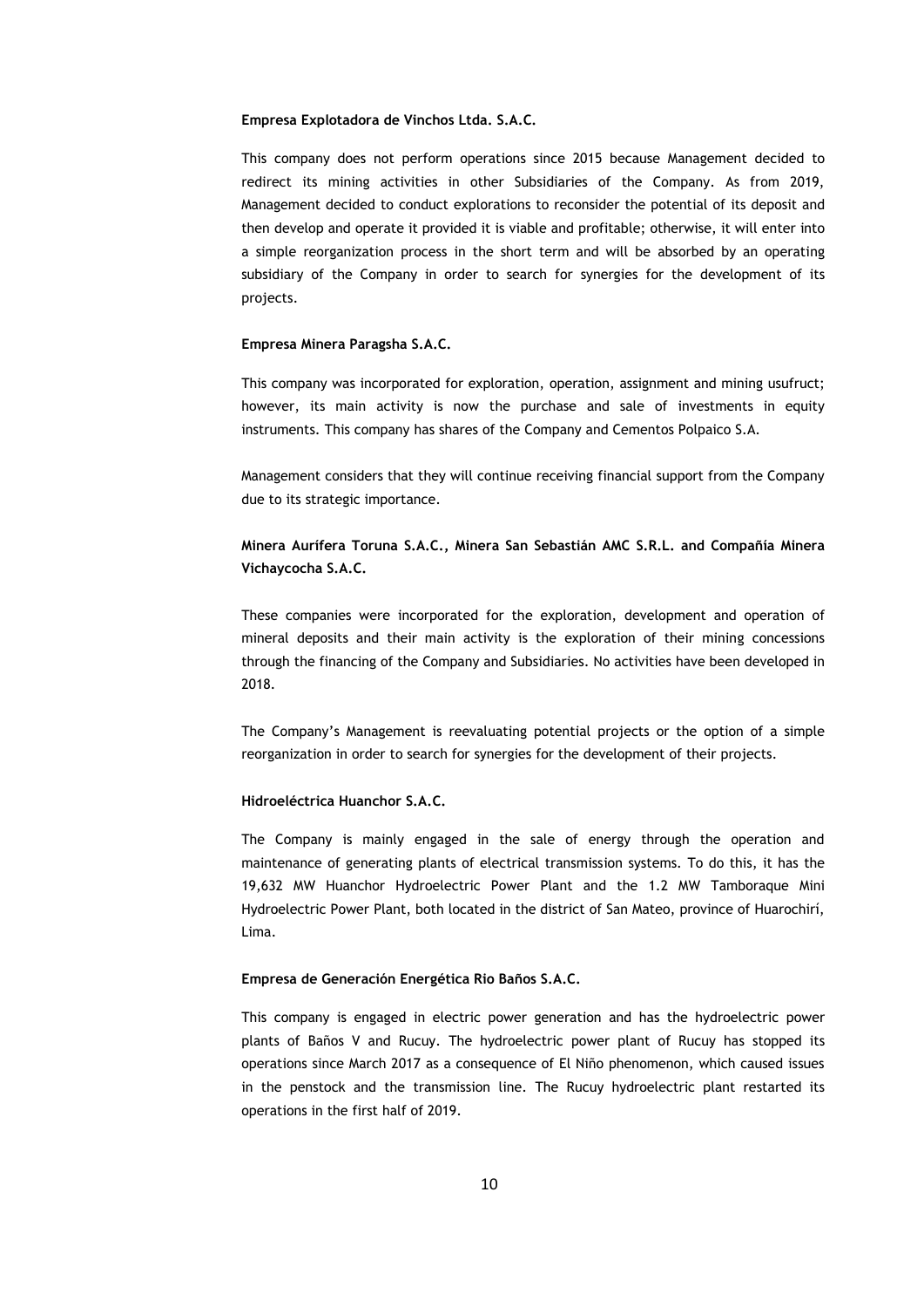**Empresa Explotadora de Vinchos Ltda. S.A.C.**

This company does not perform operations since 2015 because Management decided to redirect its mining activities in other Subsidiaries of the Company. As from 2019, Management decided to conduct explorations to reconsider the potential of its deposit and then develop and operate it provided it is viable and profitable; otherwise, it will enter into a simple reorganization process in the short term and will be absorbed by an operating subsidiary of the Company in order to search for synergies for the development of its projects.

**Empresa Minera Paragsha S.A.C.**

This company was incorporated for exploration, operation, assignment and mining usufruct; however, its main activity is now the purchase and sale of investments in equity instruments. This company has shares of the Company and Cementos Polpaico S.A.

Management considers that they will continue receiving financial support from the Company due to its strategic importance.

**Minera Aurífera Toruna S.A.C., Minera San Sebastián AMC S.R.L. and Compañía Minera Vichaycocha S.A.C.**

These companies were incorporated for the exploration, development and operation of mineral deposits and their main activity is the exploration of their mining concessions through the financing of the Company and Subsidiaries. No activities have been developed in 2018.

The Company's Management is reevaluating potential projects or the option of a simple reorganization in order to search for synergies for the development of their projects.

**Hidroeléctrica Huanchor S.A.C.**

The Company is mainly engaged in the sale of energy through the operation and maintenance of generating plants of electrical transmission systems. To do this, it has the 19,632 MW Huanchor Hydroelectric Power Plant and the 1.2 MW Tamboraque Mini Hydroelectric Power Plant, both located in the district of San Mateo, province of Huarochirí, Lima.

**Empresa de Generación Energética Rio Baños S.A.C.**

This company is engaged in electric power generation and has the hydroelectric power plants of Baños V and Rucuy. The hydroelectric power plant of Rucuy has stopped its operations since March 2017 as a consequence of El Niño phenomenon, which caused issues in the penstock and the transmission line. The Rucuy hydroelectric plant restarted its operations in the first half of 2019.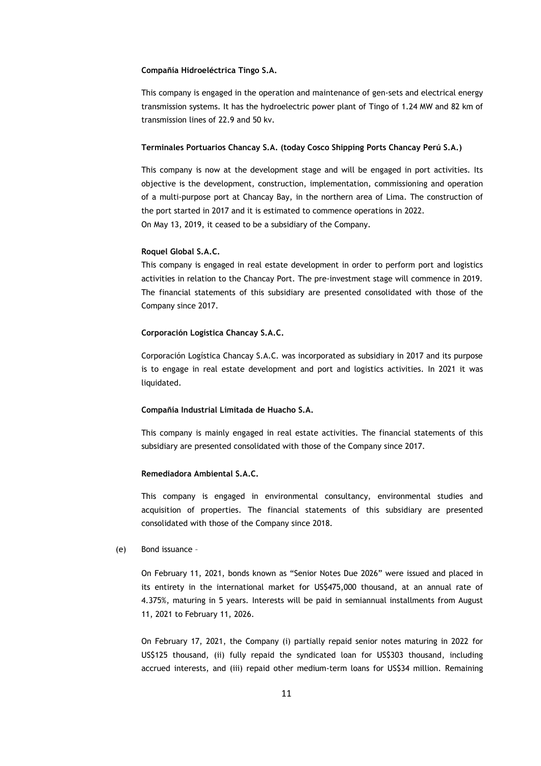**Compañía Hidroeléctrica Tingo S.A.**

This company is engaged in the operation and maintenance of gen-sets and electrical energy transmission systems. It has the hydroelectric power plant of Tingo of 1.24 MW and 82 km of transmission lines of 22.9 and 50 kv.

**Terminales Portuarios Chancay S.A. (today Cosco Shipping Ports Chancay Perú S.A.)**

This company is now at the development stage and will be engaged in port activities. Its objective is the development, construction, implementation, commissioning and operation of a multi-purpose port at Chancay Bay, in the northern area of Lima. The construction of the port started in 2017 and it is estimated to commence operations in 2022.
On May 13, 2019, it ceased to be a subsidiary of the Company.

**Roquel Global S.A.C.**

This company is engaged in real estate development in order to perform port and logistics activities in relation to the Chancay Port. The pre-investment stage will commence in 2019. The financial statements of this subsidiary are presented consolidated with those of the Company since 2017.

**Corporación Logística Chancay S.A.C.**

Corporación Logística Chancay S.A.C. was incorporated as subsidiary in 2017 and its purpose is to engage in real estate development and port and logistics activities. In 2021 it was liquidated.

**Compañía Industrial Limitada de Huacho S.A.**

This company is mainly engaged in real estate activities. The financial statements of this subsidiary are presented consolidated with those of the Company since 2017.

**Remediadora Ambiental S.A.C.**

This company is engaged in environmental consultancy, environmental studies and acquisition of properties. The financial statements of this subsidiary are presented consolidated with those of the Company since 2018.

(e) Bond issuance –

On February 11, 2021, bonds known as "Senior Notes Due 2026" were issued and placed in its entirety in the international market for US$475,000 thousand, at an annual rate of 4.375%, maturing in 5 years. Interests will be paid in semiannual installments from August 11, 2021 to February 11, 2026.

On February 17, 2021, the Company (i) partially repaid senior notes maturing in 2022 for US$125 thousand, (ii) fully repaid the syndicated loan for US$303 thousand, including accrued interests, and (iii) repaid other medium-term loans for US$34 million. Remaining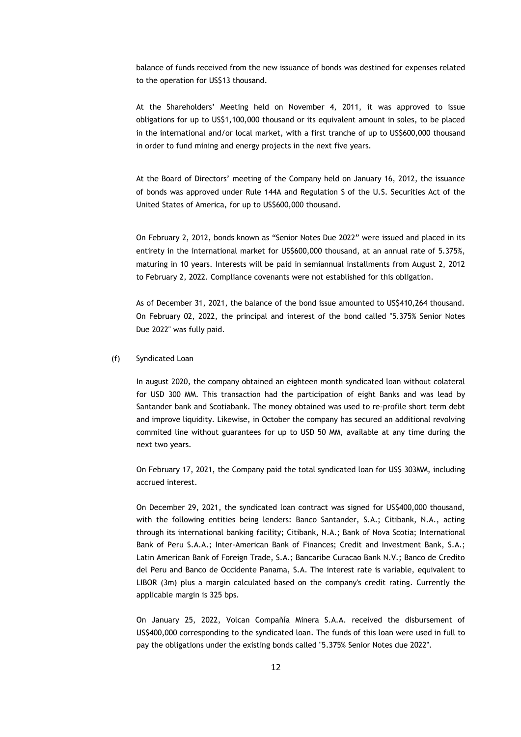balance of funds received from the new issuance of bonds was destined for expenses related to the operation for US$13 thousand.

At the Shareholders' Meeting held on November 4, 2011, it was approved to issue obligations for up to US$1,100,000 thousand or its equivalent amount in soles, to be placed in the international and/or local market, with a first tranche of up to US$600,000 thousand in order to fund mining and energy projects in the next five years.

At the Board of Directors' meeting of the Company held on January 16, 2012, the issuance of bonds was approved under Rule 144A and Regulation S of the U.S. Securities Act of the United States of America, for up to US$600,000 thousand.

On February 2, 2012, bonds known as "Senior Notes Due 2022" were issued and placed in its entirety in the international market for US$600,000 thousand, at an annual rate of 5.375%, maturing in 10 years. Interests will be paid in semiannual installments from August 2, 2012 to February 2, 2022. Compliance covenants were not established for this obligation.

As of December 31, 2021, the balance of the bond issue amounted to US$410,264 thousand. On February 02, 2022, the principal and interest of the bond called "5.375% Senior Notes Due 2022" was fully paid.

(f) Syndicated Loan

In august 2020, the company obtained an eighteen month syndicated loan without colateral for USD 300 MM. This transaction had the participation of eight Banks and was lead by Santander bank and Scotiabank. The money obtained was used to re-profile short term debt and improve liquidity. Likewise, in October the company has secured an additional revolving commited line without guarantees for up to USD 50 MM, available at any time during the next two years.

On February 17, 2021, the Company paid the total syndicated loan for US$ 303MM, including accrued interest.

On December 29, 2021, the syndicated loan contract was signed for US$400,000 thousand, with the following entities being lenders: Banco Santander, S.A.; Citibank, N.A., acting through its international banking facility; Citibank, N.A.; Bank of Nova Scotia; International Bank of Peru S.A.A.; Inter-American Bank of Finances; Credit and Investment Bank, S.A.; Latin American Bank of Foreign Trade, S.A.; Bancaribe Curacao Bank N.V.; Banco de Credito del Peru and Banco de Occidente Panama, S.A. The interest rate is variable, equivalent to LIBOR (3m) plus a margin calculated based on the company's credit rating. Currently the applicable margin is 325 bps.

On January 25, 2022, Volcan Compañía Minera S.A.A. received the disbursement of US$400,000 corresponding to the syndicated loan. The funds of this loan were used in full to pay the obligations under the existing bonds called "5.375% Senior Notes due 2022".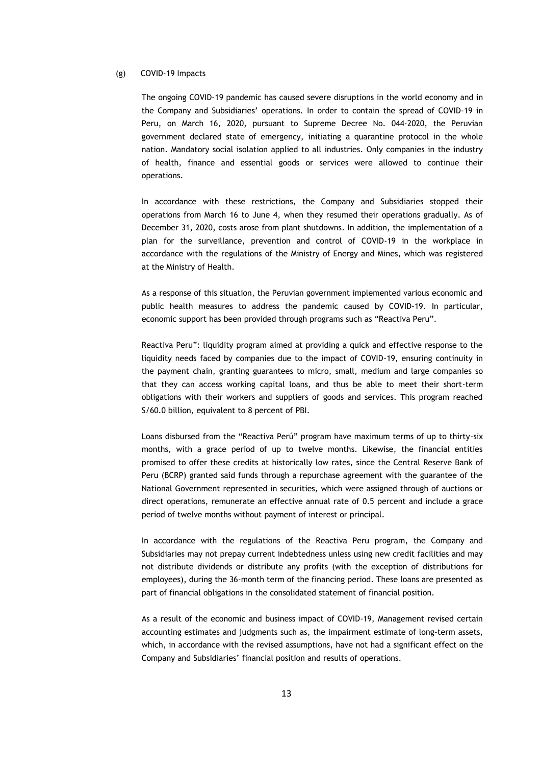(g) COVID-19 Impacts

The ongoing COVID-19 pandemic has caused severe disruptions in the world economy and in the Company and Subsidiaries' operations. In order to contain the spread of COVID-19 in Peru, on March 16, 2020, pursuant to Supreme Decree No. 044-2020, the Peruvian government declared state of emergency, initiating a quarantine protocol in the whole nation. Mandatory social isolation applied to all industries. Only companies in the industry of health, finance and essential goods or services were allowed to continue their operations.

In accordance with these restrictions, the Company and Subsidiaries stopped their operations from March 16 to June 4, when they resumed their operations gradually. As of December 31, 2020, costs arose from plant shutdowns. In addition, the implementation of a plan for the surveillance, prevention and control of COVID-19 in the workplace in accordance with the regulations of the Ministry of Energy and Mines, which was registered at the Ministry of Health.

As a response of this situation, the Peruvian government implemented various economic and public health measures to address the pandemic caused by COVID-19. In particular, economic support has been provided through programs such as "Reactiva Peru".

Reactiva Peru": liquidity program aimed at providing a quick and effective response to the liquidity needs faced by companies due to the impact of COVID-19, ensuring continuity in the payment chain, granting guarantees to micro, small, medium and large companies so that they can access working capital loans, and thus be able to meet their short-term obligations with their workers and suppliers of goods and services. This program reached S/60.0 billion, equivalent to 8 percent of PBI.

Loans disbursed from the "Reactiva Perú" program have maximum terms of up to thirty-six months, with a grace period of up to twelve months. Likewise, the financial entities promised to offer these credits at historically low rates, since the Central Reserve Bank of Peru (BCRP) granted said funds through a repurchase agreement with the guarantee of the National Government represented in securities, which were assigned through of auctions or direct operations, remunerate an effective annual rate of 0.5 percent and include a grace period of twelve months without payment of interest or principal.

In accordance with the regulations of the Reactiva Peru program, the Company and Subsidiaries may not prepay current indebtedness unless using new credit facilities and may not distribute dividends or distribute any profits (with the exception of distributions for employees), during the 36-month term of the financing period. These loans are presented as part of financial obligations in the consolidated statement of financial position.

As a result of the economic and business impact of COVID-19, Management revised certain accounting estimates and judgments such as, the impairment estimate of long-term assets, which, in accordance with the revised assumptions, have not had a significant effect on the Company and Subsidiaries' financial position and results of operations.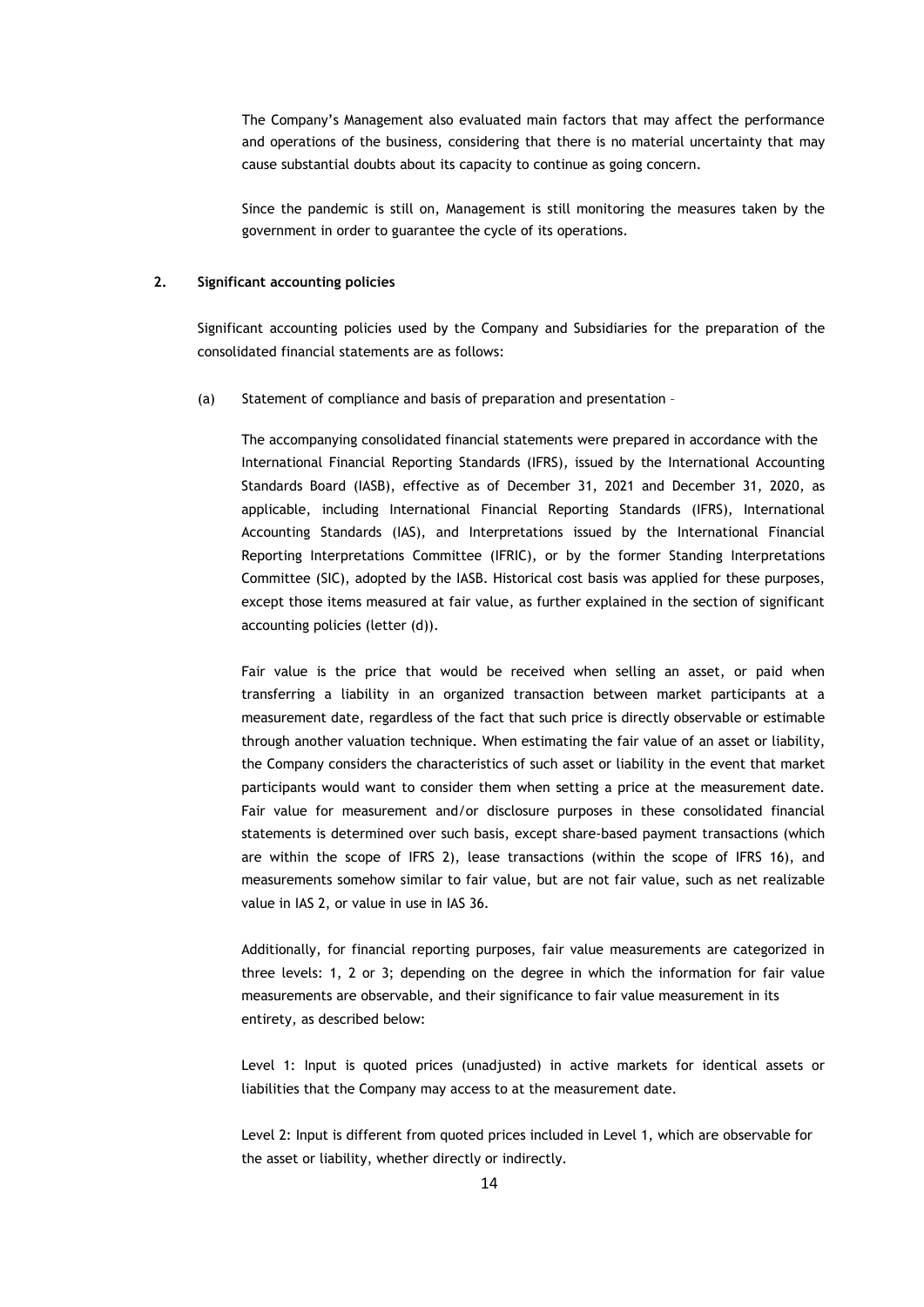The Company's Management also evaluated main factors that may affect the performance and operations of the business, considering that there is no material uncertainty that may cause substantial doubts about its capacity to continue as going concern.

Since the pandemic is still on, Management is still monitoring the measures taken by the government in order to guarantee the cycle of its operations.

## 2. Significant accounting policies

Significant accounting policies used by the Company and Subsidiaries for the preparation of the consolidated financial statements are as follows:

(a) Statement of compliance and basis of preparation and presentation –

The accompanying consolidated financial statements were prepared in accordance with the International Financial Reporting Standards (IFRS), issued by the International Accounting Standards Board (IASB), effective as of December 31, 2021 and December 31, 2020, as applicable, including International Financial Reporting Standards (IFRS), International Accounting Standards (IAS), and Interpretations issued by the International Financial Reporting Interpretations Committee (IFRIC), or by the former Standing Interpretations Committee (SIC), adopted by the IASB. Historical cost basis was applied for these purposes, except those items measured at fair value, as further explained in the section of significant accounting policies (letter (d)).

Fair value is the price that would be received when selling an asset, or paid when transferring a liability in an organized transaction between market participants at a measurement date, regardless of the fact that such price is directly observable or estimable through another valuation technique. When estimating the fair value of an asset or liability, the Company considers the characteristics of such asset or liability in the event that market participants would want to consider them when setting a price at the measurement date. Fair value for measurement and/or disclosure purposes in these consolidated financial statements is determined over such basis, except share-based payment transactions (which are within the scope of IFRS 2), lease transactions (within the scope of IFRS 16), and measurements somehow similar to fair value, but are not fair value, such as net realizable value in IAS 2, or value in use in IAS 36.

Additionally, for financial reporting purposes, fair value measurements are categorized in three levels: 1, 2 or 3; depending on the degree in which the information for fair value measurements are observable, and their significance to fair value measurement in its entirety, as described below:

Level 1: Input is quoted prices (unadjusted) in active markets for identical assets or liabilities that the Company may access to at the measurement date.

Level 2: Input is different from quoted prices included in Level 1, which are observable for the asset or liability, whether directly or indirectly.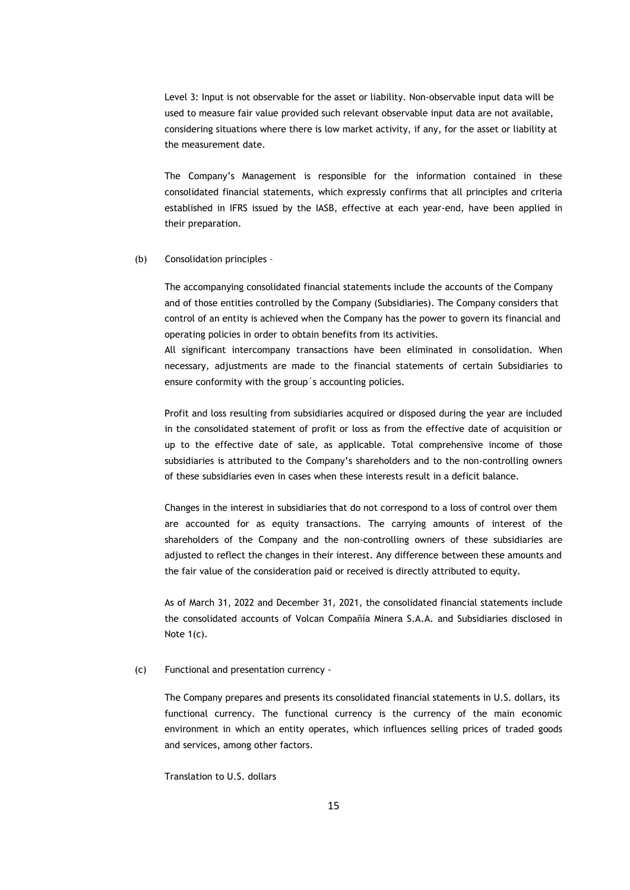Level 3: Input is not observable for the asset or liability. Non-observable input data will be used to measure fair value provided such relevant observable input data are not available, considering situations where there is low market activity, if any, for the asset or liability at the measurement date.

The Company's Management is responsible for the information contained in these consolidated financial statements, which expressly confirms that all principles and criteria established in IFRS issued by the IASB, effective at each year-end, have been applied in their preparation.

(b) Consolidation principles –

The accompanying consolidated financial statements include the accounts of the Company and of those entities controlled by the Company (Subsidiaries). The Company considers that control of an entity is achieved when the Company has the power to govern its financial and operating policies in order to obtain benefits from its activities.
All significant intercompany transactions have been eliminated in consolidation. When necessary, adjustments are made to the financial statements of certain Subsidiaries to ensure conformity with the group´s accounting policies.

Profit and loss resulting from subsidiaries acquired or disposed during the year are included in the consolidated statement of profit or loss as from the effective date of acquisition or up to the effective date of sale, as applicable. Total comprehensive income of those subsidiaries is attributed to the Company's shareholders and to the non-controlling owners of these subsidiaries even in cases when these interests result in a deficit balance.

Changes in the interest in subsidiaries that do not correspond to a loss of control over them are accounted for as equity transactions. The carrying amounts of interest of the shareholders of the Company and the non-controlling owners of these subsidiaries are adjusted to reflect the changes in their interest. Any difference between these amounts and the fair value of the consideration paid or received is directly attributed to equity.

As of March 31, 2022 and December 31, 2021, the consolidated financial statements include the consolidated accounts of Volcan Compañía Minera S.A.A. and Subsidiaries disclosed in Note 1(c).

(c) Functional and presentation currency -

The Company prepares and presents its consolidated financial statements in U.S. dollars, its functional currency. The functional currency is the currency of the main economic environment in which an entity operates, which influences selling prices of traded goods and services, among other factors.

Translation to U.S. dollars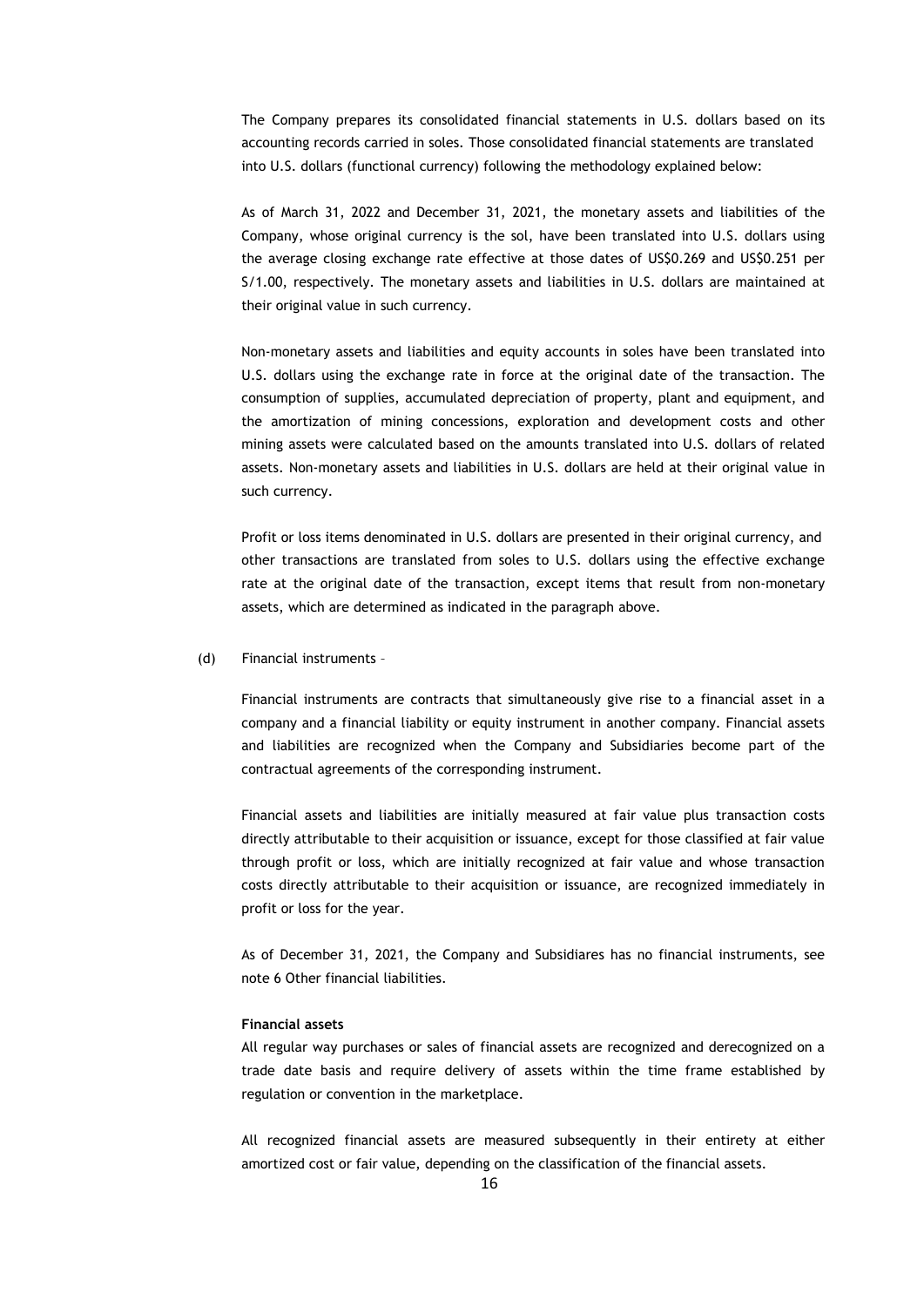The Company prepares its consolidated financial statements in U.S. dollars based on its accounting records carried in soles. Those consolidated financial statements are translated into U.S. dollars (functional currency) following the methodology explained below:

As of March 31, 2022 and December 31, 2021, the monetary assets and liabilities of the Company, whose original currency is the sol, have been translated into U.S. dollars using the average closing exchange rate effective at those dates of US$0.269 and US$0.251 per S/1.00, respectively. The monetary assets and liabilities in U.S. dollars are maintained at their original value in such currency.

Non-monetary assets and liabilities and equity accounts in soles have been translated into U.S. dollars using the exchange rate in force at the original date of the transaction. The consumption of supplies, accumulated depreciation of property, plant and equipment, and the amortization of mining concessions, exploration and development costs and other mining assets were calculated based on the amounts translated into U.S. dollars of related assets. Non-monetary assets and liabilities in U.S. dollars are held at their original value in such currency.

Profit or loss items denominated in U.S. dollars are presented in their original currency, and other transactions are translated from soles to U.S. dollars using the effective exchange rate at the original date of the transaction, except items that result from non-monetary assets, which are determined as indicated in the paragraph above.

(d) Financial instruments –

Financial instruments are contracts that simultaneously give rise to a financial asset in a company and a financial liability or equity instrument in another company. Financial assets and liabilities are recognized when the Company and Subsidiaries become part of the contractual agreements of the corresponding instrument.

Financial assets and liabilities are initially measured at fair value plus transaction costs directly attributable to their acquisition or issuance, except for those classified at fair value through profit or loss, which are initially recognized at fair value and whose transaction costs directly attributable to their acquisition or issuance, are recognized immediately in profit or loss for the year.

As of December 31, 2021, the Company and Subsidiares has no financial instruments, see note 6 Other financial liabilities.

**Financial assets**

All regular way purchases or sales of financial assets are recognized and derecognized on a trade date basis and require delivery of assets within the time frame established by regulation or convention in the marketplace.

All recognized financial assets are measured subsequently in their entirety at either amortized cost or fair value, depending on the classification of the financial assets.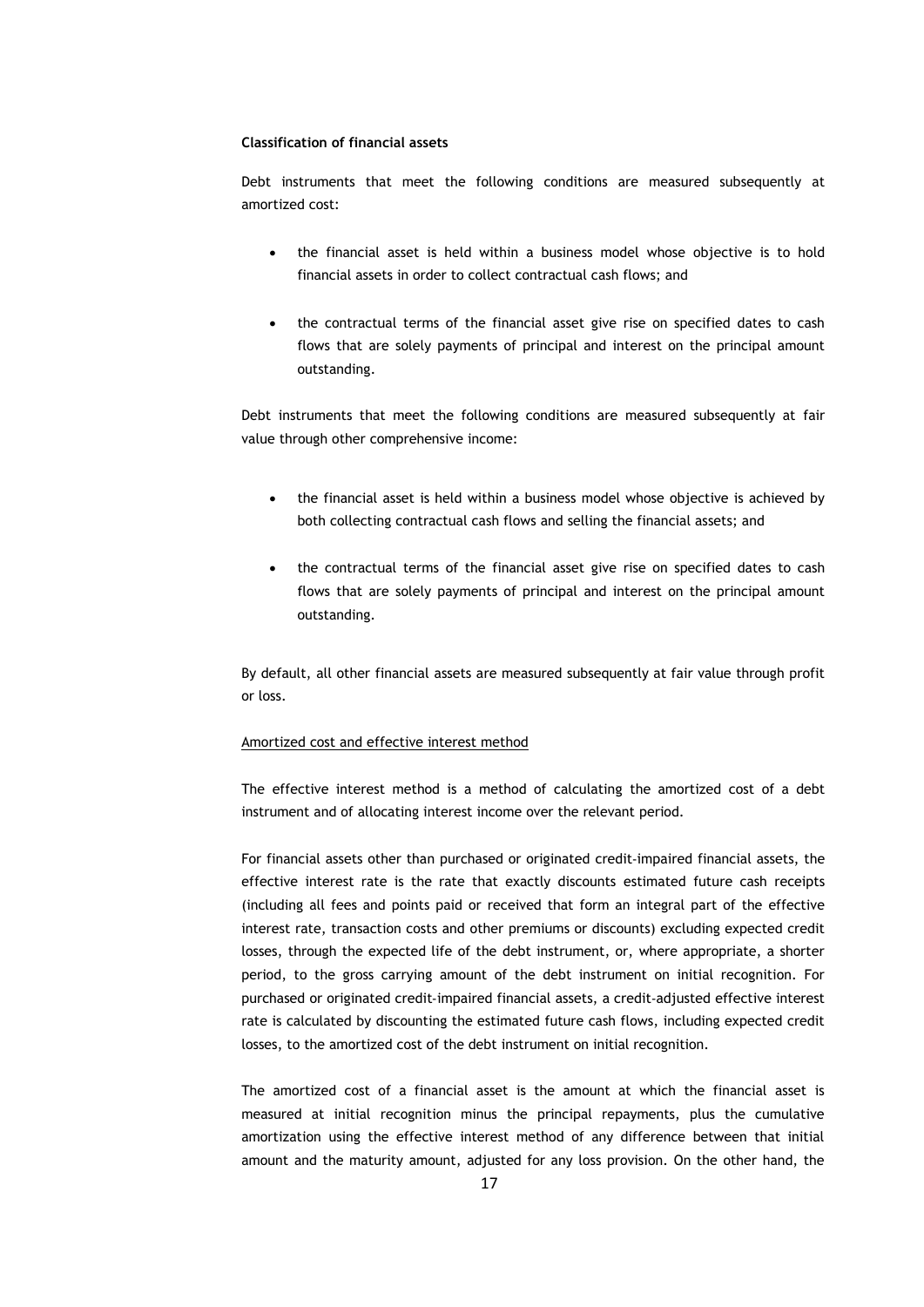**Classification of financial assets**

Debt instruments that meet the following conditions are measured subsequently at amortized cost:

- the financial asset is held within a business model whose objective is to hold financial assets in order to collect contractual cash flows; and

- the contractual terms of the financial asset give rise on specified dates to cash flows that are solely payments of principal and interest on the principal amount outstanding.

Debt instruments that meet the following conditions are measured subsequently at fair value through other comprehensive income:

- the financial asset is held within a business model whose objective is achieved by both collecting contractual cash flows and selling the financial assets; and

- the contractual terms of the financial asset give rise on specified dates to cash flows that are solely payments of principal and interest on the principal amount outstanding.

By default, all other financial assets are measured subsequently at fair value through profit or loss.

Amortized cost and effective interest method

The effective interest method is a method of calculating the amortized cost of a debt instrument and of allocating interest income over the relevant period.

For financial assets other than purchased or originated credit-impaired financial assets, the effective interest rate is the rate that exactly discounts estimated future cash receipts (including all fees and points paid or received that form an integral part of the effective interest rate, transaction costs and other premiums or discounts) excluding expected credit losses, through the expected life of the debt instrument, or, where appropriate, a shorter period, to the gross carrying amount of the debt instrument on initial recognition. For purchased or originated credit-impaired financial assets, a credit-adjusted effective interest rate is calculated by discounting the estimated future cash flows, including expected credit losses, to the amortized cost of the debt instrument on initial recognition.

The amortized cost of a financial asset is the amount at which the financial asset is measured at initial recognition minus the principal repayments, plus the cumulative amortization using the effective interest method of any difference between that initial amount and the maturity amount, adjusted for any loss provision. On the other hand, the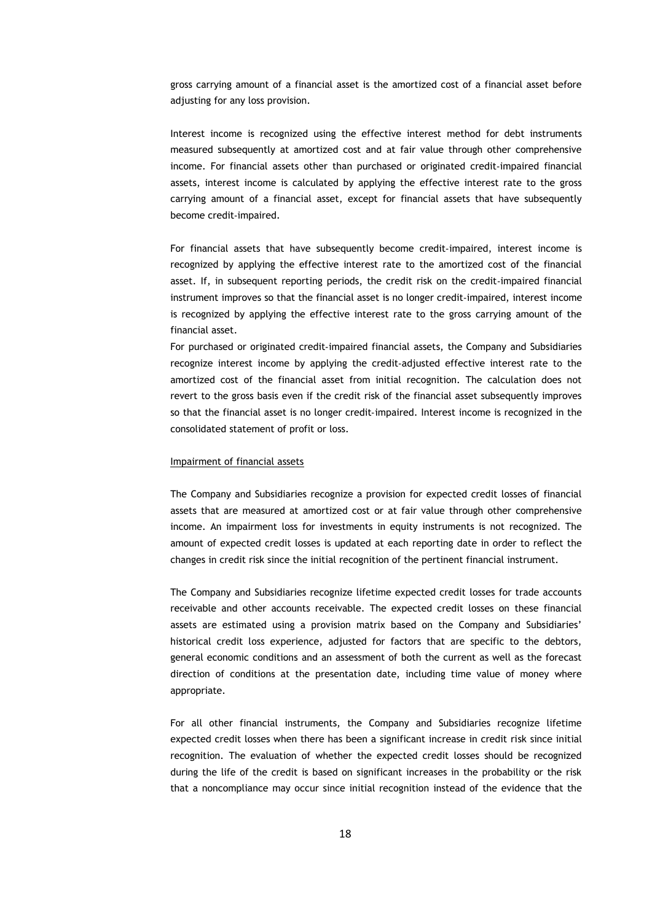gross carrying amount of a financial asset is the amortized cost of a financial asset before adjusting for any loss provision.

Interest income is recognized using the effective interest method for debt instruments measured subsequently at amortized cost and at fair value through other comprehensive income. For financial assets other than purchased or originated credit-impaired financial assets, interest income is calculated by applying the effective interest rate to the gross carrying amount of a financial asset, except for financial assets that have subsequently become credit-impaired.

For financial assets that have subsequently become credit-impaired, interest income is recognized by applying the effective interest rate to the amortized cost of the financial asset. If, in subsequent reporting periods, the credit risk on the credit-impaired financial instrument improves so that the financial asset is no longer credit-impaired, interest income is recognized by applying the effective interest rate to the gross carrying amount of the financial asset.

For purchased or originated credit-impaired financial assets, the Company and Subsidiaries recognize interest income by applying the credit-adjusted effective interest rate to the amortized cost of the financial asset from initial recognition. The calculation does not revert to the gross basis even if the credit risk of the financial asset subsequently improves so that the financial asset is no longer credit-impaired. Interest income is recognized in the consolidated statement of profit or loss.

Impairment of financial assets

The Company and Subsidiaries recognize a provision for expected credit losses of financial assets that are measured at amortized cost or at fair value through other comprehensive income. An impairment loss for investments in equity instruments is not recognized. The amount of expected credit losses is updated at each reporting date in order to reflect the changes in credit risk since the initial recognition of the pertinent financial instrument.

The Company and Subsidiaries recognize lifetime expected credit losses for trade accounts receivable and other accounts receivable. The expected credit losses on these financial assets are estimated using a provision matrix based on the Company and Subsidiaries' historical credit loss experience, adjusted for factors that are specific to the debtors, general economic conditions and an assessment of both the current as well as the forecast direction of conditions at the presentation date, including time value of money where appropriate.

For all other financial instruments, the Company and Subsidiaries recognize lifetime expected credit losses when there has been a significant increase in credit risk since initial recognition. The evaluation of whether the expected credit losses should be recognized during the life of the credit is based on significant increases in the probability or the risk that a noncompliance may occur since initial recognition instead of the evidence that the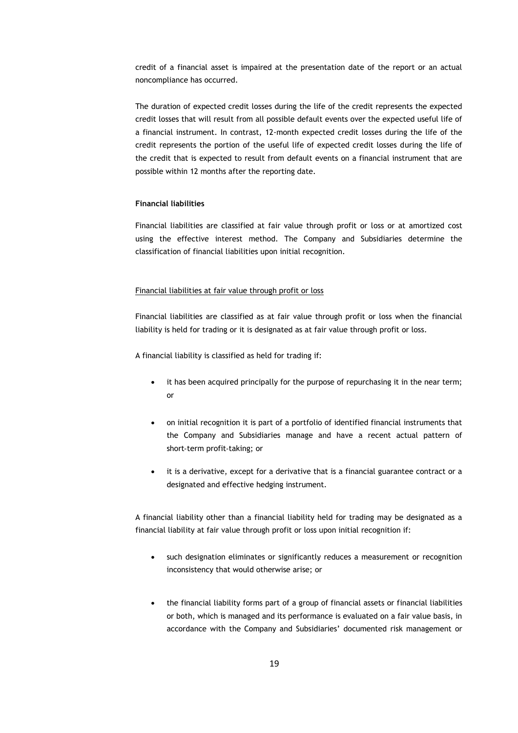credit of a financial asset is impaired at the presentation date of the report or an actual noncompliance has occurred.

The duration of expected credit losses during the life of the credit represents the expected credit losses that will result from all possible default events over the expected useful life of a financial instrument. In contrast, 12-month expected credit losses during the life of the credit represents the portion of the useful life of expected credit losses during the life of the credit that is expected to result from default events on a financial instrument that are possible within 12 months after the reporting date.

**Financial liabilities**

Financial liabilities are classified at fair value through profit or loss or at amortized cost using the effective interest method. The Company and Subsidiaries determine the classification of financial liabilities upon initial recognition.

<u>Financial liabilities at fair value through profit or loss</u>

Financial liabilities are classified as at fair value through profit or loss when the financial liability is held for trading or it is designated as at fair value through profit or loss.

A financial liability is classified as held for trading if:

- it has been acquired principally for the purpose of repurchasing it in the near term; or
- on initial recognition it is part of a portfolio of identified financial instruments that the Company and Subsidiaries manage and have a recent actual pattern of short-term profit-taking; or
- it is a derivative, except for a derivative that is a financial guarantee contract or a designated and effective hedging instrument.

A financial liability other than a financial liability held for trading may be designated as a financial liability at fair value through profit or loss upon initial recognition if:

- such designation eliminates or significantly reduces a measurement or recognition inconsistency that would otherwise arise; or
- the financial liability forms part of a group of financial assets or financial liabilities or both, which is managed and its performance is evaluated on a fair value basis, in accordance with the Company and Subsidiaries' documented risk management or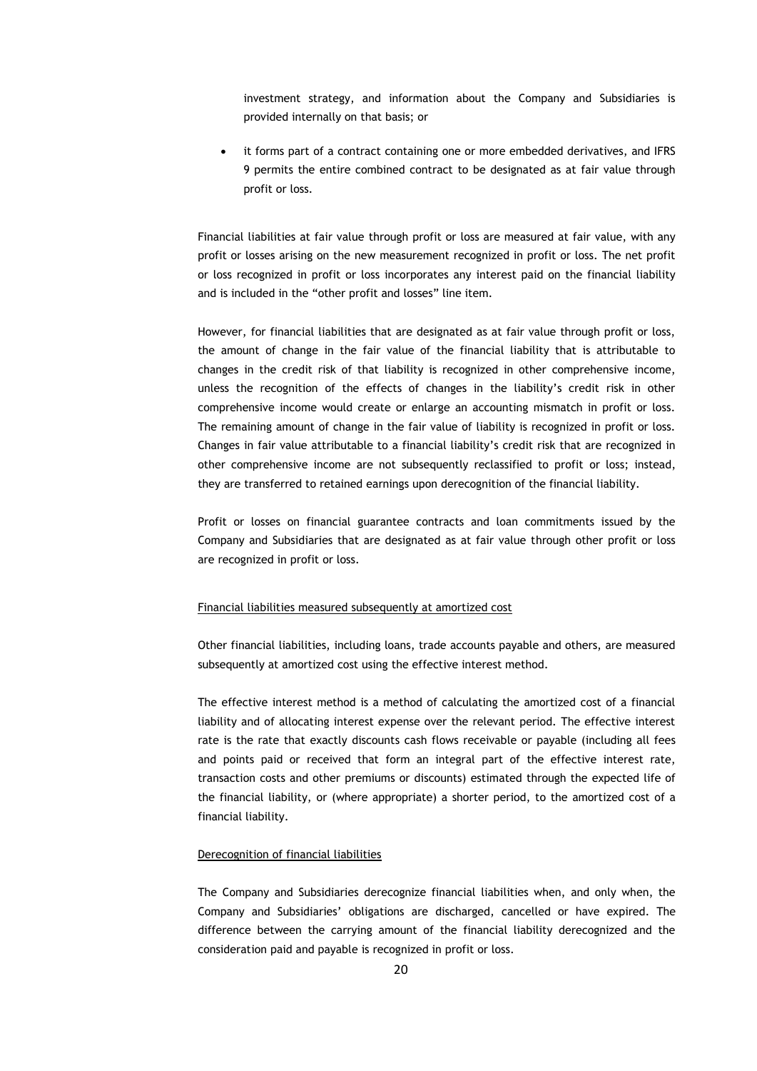investment strategy, and information about the Company and Subsidiaries is provided internally on that basis; or

- it forms part of a contract containing one or more embedded derivatives, and IFRS 9 permits the entire combined contract to be designated as at fair value through profit or loss.

Financial liabilities at fair value through profit or loss are measured at fair value, with any profit or losses arising on the new measurement recognized in profit or loss. The net profit or loss recognized in profit or loss incorporates any interest paid on the financial liability and is included in the "other profit and losses" line item.

However, for financial liabilities that are designated as at fair value through profit or loss, the amount of change in the fair value of the financial liability that is attributable to changes in the credit risk of that liability is recognized in other comprehensive income, unless the recognition of the effects of changes in the liability's credit risk in other comprehensive income would create or enlarge an accounting mismatch in profit or loss. The remaining amount of change in the fair value of liability is recognized in profit or loss. Changes in fair value attributable to a financial liability's credit risk that are recognized in other comprehensive income are not subsequently reclassified to profit or loss; instead, they are transferred to retained earnings upon derecognition of the financial liability.

Profit or losses on financial guarantee contracts and loan commitments issued by the Company and Subsidiaries that are designated as at fair value through other profit or loss are recognized in profit or loss.

Financial liabilities measured subsequently at amortized cost

Other financial liabilities, including loans, trade accounts payable and others, are measured subsequently at amortized cost using the effective interest method.

The effective interest method is a method of calculating the amortized cost of a financial liability and of allocating interest expense over the relevant period. The effective interest rate is the rate that exactly discounts cash flows receivable or payable (including all fees and points paid or received that form an integral part of the effective interest rate, transaction costs and other premiums or discounts) estimated through the expected life of the financial liability, or (where appropriate) a shorter period, to the amortized cost of a financial liability.

Derecognition of financial liabilities

The Company and Subsidiaries derecognize financial liabilities when, and only when, the Company and Subsidiaries' obligations are discharged, cancelled or have expired. The difference between the carrying amount of the financial liability derecognized and the consideration paid and payable is recognized in profit or loss.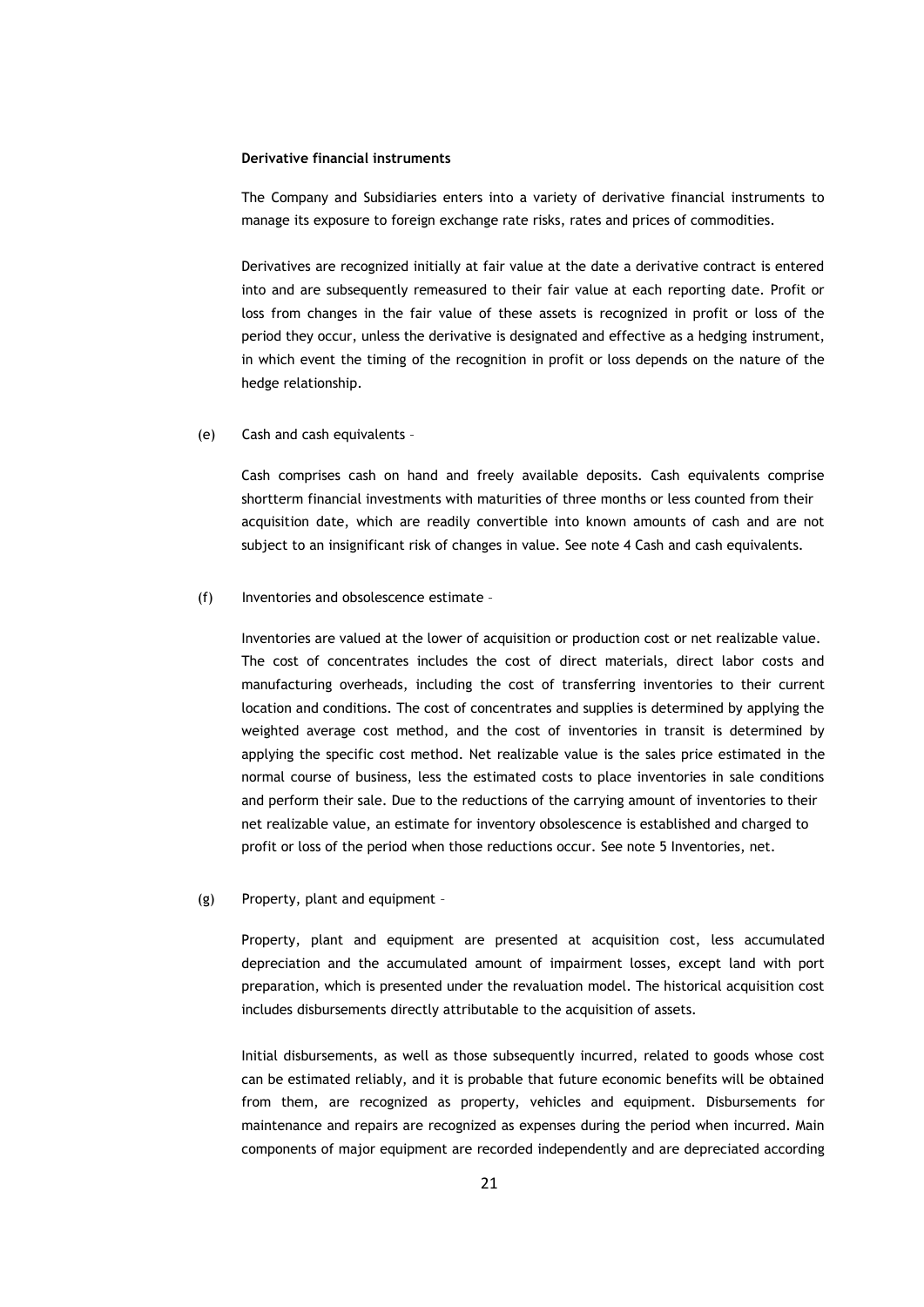**Derivative financial instruments**

The Company and Subsidiaries enters into a variety of derivative financial instruments to manage its exposure to foreign exchange rate risks, rates and prices of commodities.

Derivatives are recognized initially at fair value at the date a derivative contract is entered into and are subsequently remeasured to their fair value at each reporting date. Profit or loss from changes in the fair value of these assets is recognized in profit or loss of the period they occur, unless the derivative is designated and effective as a hedging instrument, in which event the timing of the recognition in profit or loss depends on the nature of the hedge relationship.

(e) Cash and cash equivalents –

Cash comprises cash on hand and freely available deposits. Cash equivalents comprise shortterm financial investments with maturities of three months or less counted from their acquisition date, which are readily convertible into known amounts of cash and are not subject to an insignificant risk of changes in value. See note 4 Cash and cash equivalents.

(f) Inventories and obsolescence estimate –

Inventories are valued at the lower of acquisition or production cost or net realizable value. The cost of concentrates includes the cost of direct materials, direct labor costs and manufacturing overheads, including the cost of transferring inventories to their current location and conditions. The cost of concentrates and supplies is determined by applying the weighted average cost method, and the cost of inventories in transit is determined by applying the specific cost method. Net realizable value is the sales price estimated in the normal course of business, less the estimated costs to place inventories in sale conditions and perform their sale. Due to the reductions of the carrying amount of inventories to their net realizable value, an estimate for inventory obsolescence is established and charged to profit or loss of the period when those reductions occur. See note 5 Inventories, net.

(g) Property, plant and equipment –

Property, plant and equipment are presented at acquisition cost, less accumulated depreciation and the accumulated amount of impairment losses, except land with port preparation, which is presented under the revaluation model. The historical acquisition cost includes disbursements directly attributable to the acquisition of assets.

Initial disbursements, as well as those subsequently incurred, related to goods whose cost can be estimated reliably, and it is probable that future economic benefits will be obtained from them, are recognized as property, vehicles and equipment. Disbursements for maintenance and repairs are recognized as expenses during the period when incurred. Main components of major equipment are recorded independently and are depreciated according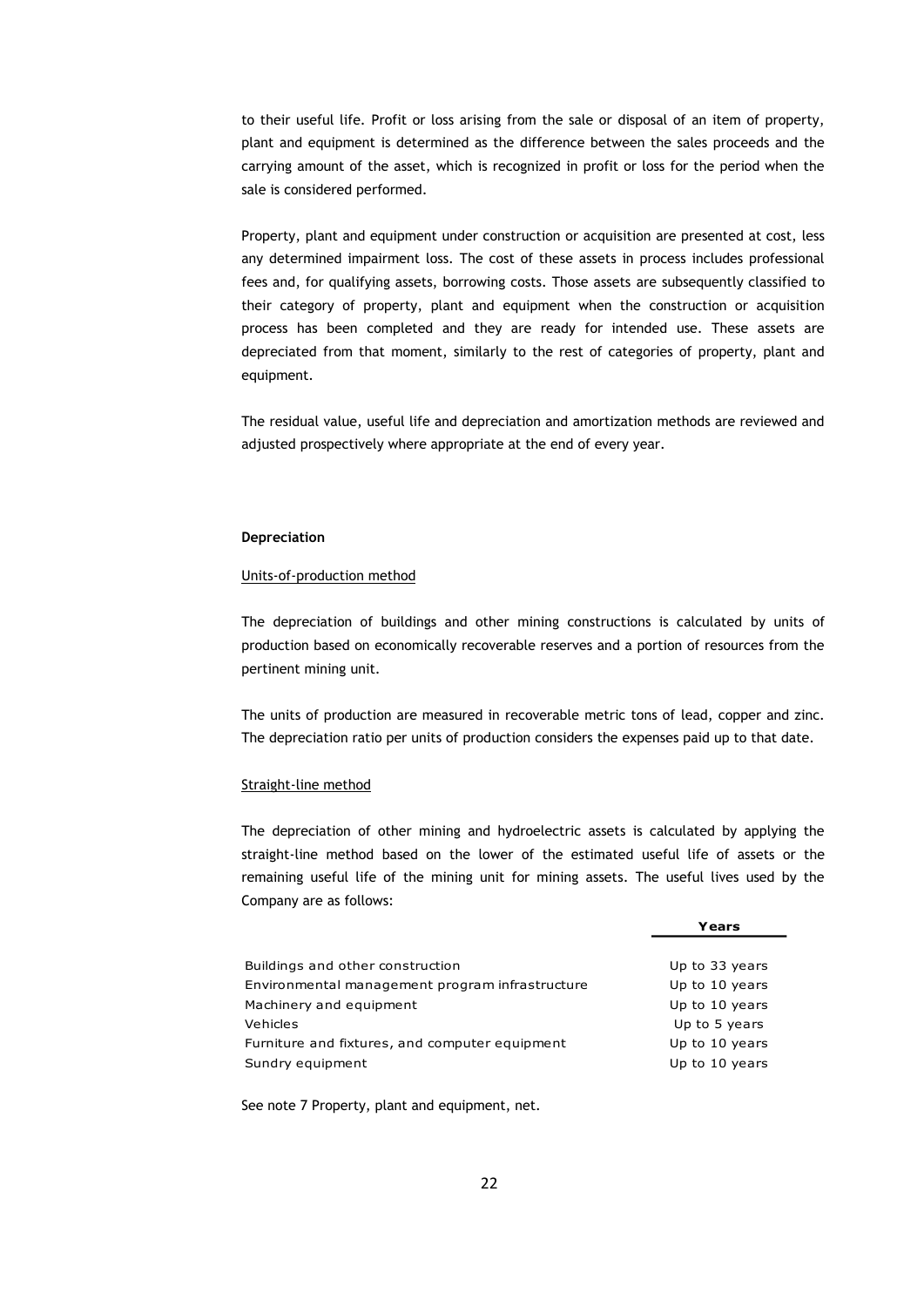to their useful life. Profit or loss arising from the sale or disposal of an item of property, plant and equipment is determined as the difference between the sales proceeds and the carrying amount of the asset, which is recognized in profit or loss for the period when the sale is considered performed.

Property, plant and equipment under construction or acquisition are presented at cost, less any determined impairment loss. The cost of these assets in process includes professional fees and, for qualifying assets, borrowing costs. Those assets are subsequently classified to their category of property, plant and equipment when the construction or acquisition process has been completed and they are ready for intended use. These assets are depreciated from that moment, similarly to the rest of categories of property, plant and equipment.

The residual value, useful life and depreciation and amortization methods are reviewed and adjusted prospectively where appropriate at the end of every year.

**Depreciation**

Units-of-production method

The depreciation of buildings and other mining constructions is calculated by units of production based on economically recoverable reserves and a portion of resources from the pertinent mining unit.

The units of production are measured in recoverable metric tons of lead, copper and zinc. The depreciation ratio per units of production considers the expenses paid up to that date.

Straight-line method

The depreciation of other mining and hydroelectric assets is calculated by applying the straight-line method based on the lower of the estimated useful life of assets or the remaining useful life of the mining unit for mining assets. The useful lives used by the Company are as follows:

| | Years |
|---|---|
| Buildings and other construction | Up to 33 years |
| Environmental management program infrastructure | Up to 10 years |
| Machinery and equipment | Up to 10 years |
| Vehicles | Up to 5 years |
| Furniture and fixtures, and computer equipment | Up to 10 years |
| Sundry equipment | Up to 10 years |

See note 7 Property, plant and equipment, net.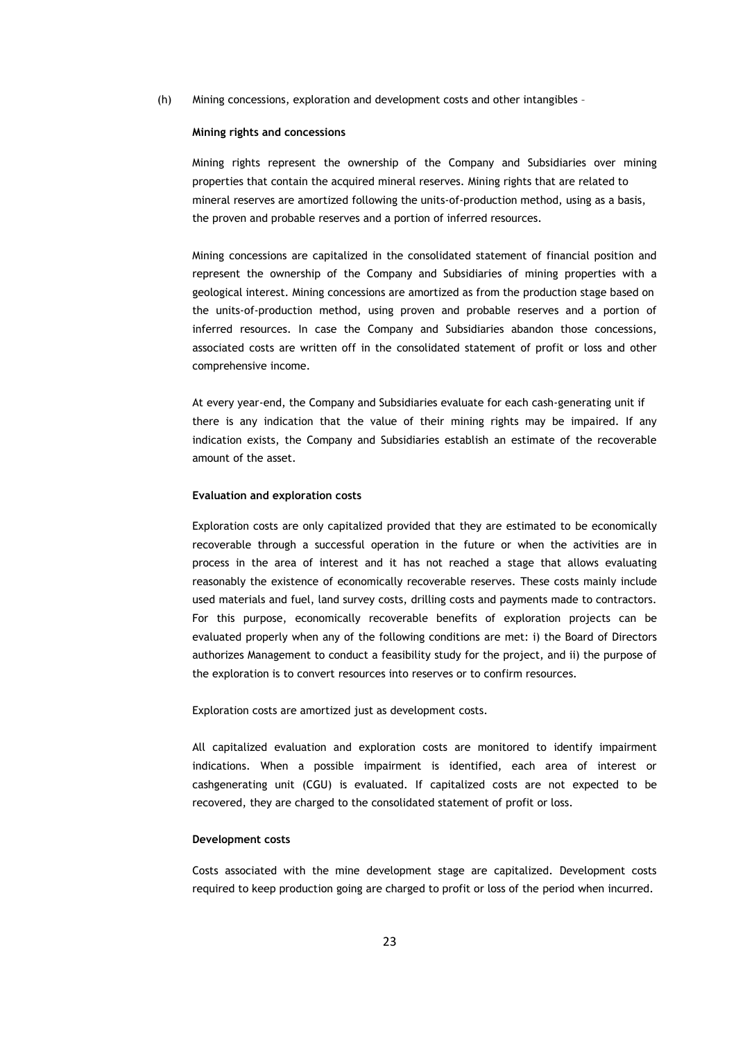(h) Mining concessions, exploration and development costs and other intangibles –

**Mining rights and concessions**

Mining rights represent the ownership of the Company and Subsidiaries over mining properties that contain the acquired mineral reserves. Mining rights that are related to mineral reserves are amortized following the units-of-production method, using as a basis, the proven and probable reserves and a portion of inferred resources.

Mining concessions are capitalized in the consolidated statement of financial position and represent the ownership of the Company and Subsidiaries of mining properties with a geological interest. Mining concessions are amortized as from the production stage based on the units-of-production method, using proven and probable reserves and a portion of inferred resources. In case the Company and Subsidiaries abandon those concessions, associated costs are written off in the consolidated statement of profit or loss and other comprehensive income.

At every year-end, the Company and Subsidiaries evaluate for each cash-generating unit if there is any indication that the value of their mining rights may be impaired. If any indication exists, the Company and Subsidiaries establish an estimate of the recoverable amount of the asset.

**Evaluation and exploration costs**

Exploration costs are only capitalized provided that they are estimated to be economically recoverable through a successful operation in the future or when the activities are in process in the area of interest and it has not reached a stage that allows evaluating reasonably the existence of economically recoverable reserves. These costs mainly include used materials and fuel, land survey costs, drilling costs and payments made to contractors. For this purpose, economically recoverable benefits of exploration projects can be evaluated properly when any of the following conditions are met: i) the Board of Directors authorizes Management to conduct a feasibility study for the project, and ii) the purpose of the exploration is to convert resources into reserves or to confirm resources.

Exploration costs are amortized just as development costs.

All capitalized evaluation and exploration costs are monitored to identify impairment indications. When a possible impairment is identified, each area of interest or cashgenerating unit (CGU) is evaluated. If capitalized costs are not expected to be recovered, they are charged to the consolidated statement of profit or loss.

**Development costs**

Costs associated with the mine development stage are capitalized. Development costs required to keep production going are charged to profit or loss of the period when incurred.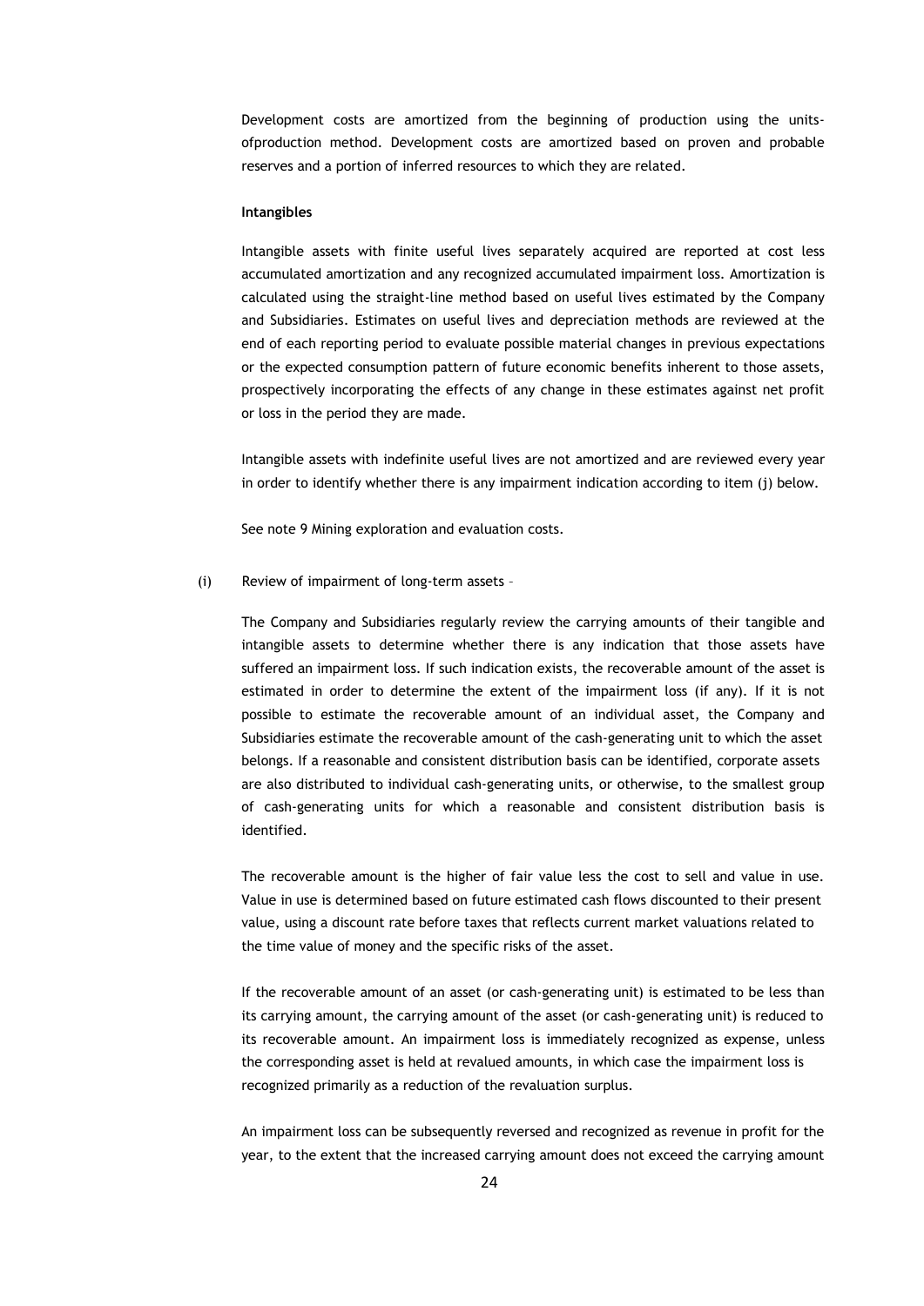Development costs are amortized from the beginning of production using the units-ofproduction method. Development costs are amortized based on proven and probable reserves and a portion of inferred resources to which they are related.

**Intangibles**

Intangible assets with finite useful lives separately acquired are reported at cost less accumulated amortization and any recognized accumulated impairment loss. Amortization is calculated using the straight-line method based on useful lives estimated by the Company and Subsidiaries. Estimates on useful lives and depreciation methods are reviewed at the end of each reporting period to evaluate possible material changes in previous expectations or the expected consumption pattern of future economic benefits inherent to those assets, prospectively incorporating the effects of any change in these estimates against net profit or loss in the period they are made.

Intangible assets with indefinite useful lives are not amortized and are reviewed every year in order to identify whether there is any impairment indication according to item (j) below.

See note 9 Mining exploration and evaluation costs.

(i) Review of impairment of long-term assets –

The Company and Subsidiaries regularly review the carrying amounts of their tangible and intangible assets to determine whether there is any indication that those assets have suffered an impairment loss. If such indication exists, the recoverable amount of the asset is estimated in order to determine the extent of the impairment loss (if any). If it is not possible to estimate the recoverable amount of an individual asset, the Company and Subsidiaries estimate the recoverable amount of the cash-generating unit to which the asset belongs. If a reasonable and consistent distribution basis can be identified, corporate assets are also distributed to individual cash-generating units, or otherwise, to the smallest group of cash-generating units for which a reasonable and consistent distribution basis is identified.

The recoverable amount is the higher of fair value less the cost to sell and value in use. Value in use is determined based on future estimated cash flows discounted to their present value, using a discount rate before taxes that reflects current market valuations related to the time value of money and the specific risks of the asset.

If the recoverable amount of an asset (or cash-generating unit) is estimated to be less than its carrying amount, the carrying amount of the asset (or cash-generating unit) is reduced to its recoverable amount. An impairment loss is immediately recognized as expense, unless the corresponding asset is held at revalued amounts, in which case the impairment loss is recognized primarily as a reduction of the revaluation surplus.

An impairment loss can be subsequently reversed and recognized as revenue in profit for the year, to the extent that the increased carrying amount does not exceed the carrying amount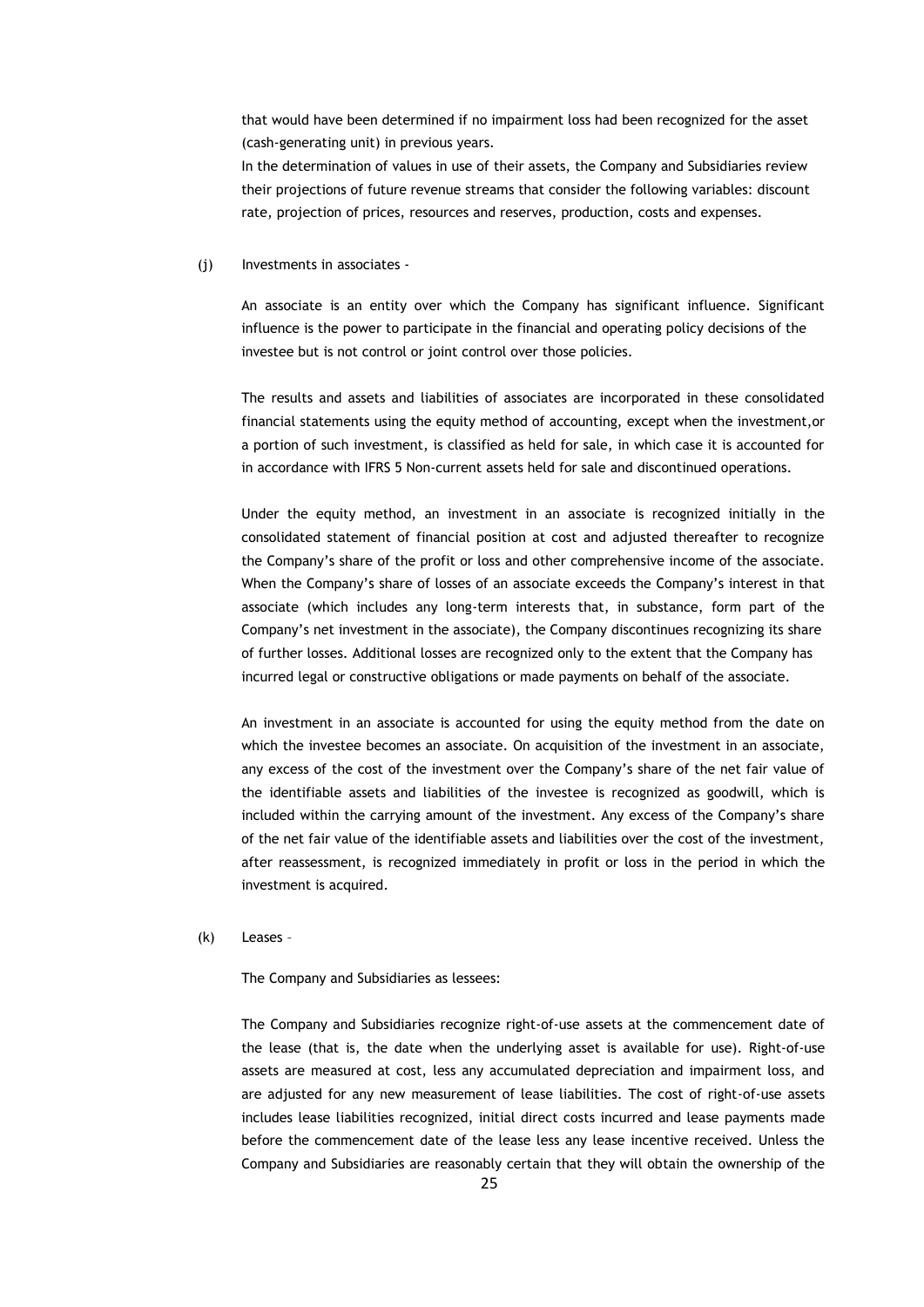that would have been determined if no impairment loss had been recognized for the asset (cash-generating unit) in previous years.

In the determination of values in use of their assets, the Company and Subsidiaries review their projections of future revenue streams that consider the following variables: discount rate, projection of prices, resources and reserves, production, costs and expenses.

(j) Investments in associates -

An associate is an entity over which the Company has significant influence. Significant influence is the power to participate in the financial and operating policy decisions of the investee but is not control or joint control over those policies.

The results and assets and liabilities of associates are incorporated in these consolidated financial statements using the equity method of accounting, except when the investment,or a portion of such investment, is classified as held for sale, in which case it is accounted for in accordance with IFRS 5 Non-current assets held for sale and discontinued operations.

Under the equity method, an investment in an associate is recognized initially in the consolidated statement of financial position at cost and adjusted thereafter to recognize the Company's share of the profit or loss and other comprehensive income of the associate. When the Company's share of losses of an associate exceeds the Company's interest in that associate (which includes any long-term interests that, in substance, form part of the Company's net investment in the associate), the Company discontinues recognizing its share of further losses. Additional losses are recognized only to the extent that the Company has incurred legal or constructive obligations or made payments on behalf of the associate.

An investment in an associate is accounted for using the equity method from the date on which the investee becomes an associate. On acquisition of the investment in an associate, any excess of the cost of the investment over the Company's share of the net fair value of the identifiable assets and liabilities of the investee is recognized as goodwill, which is included within the carrying amount of the investment. Any excess of the Company's share of the net fair value of the identifiable assets and liabilities over the cost of the investment, after reassessment, is recognized immediately in profit or loss in the period in which the investment is acquired.

(k) Leases –

The Company and Subsidiaries as lessees:

The Company and Subsidiaries recognize right-of-use assets at the commencement date of the lease (that is, the date when the underlying asset is available for use). Right-of-use assets are measured at cost, less any accumulated depreciation and impairment loss, and are adjusted for any new measurement of lease liabilities. The cost of right-of-use assets includes lease liabilities recognized, initial direct costs incurred and lease payments made before the commencement date of the lease less any lease incentive received. Unless the Company and Subsidiaries are reasonably certain that they will obtain the ownership of the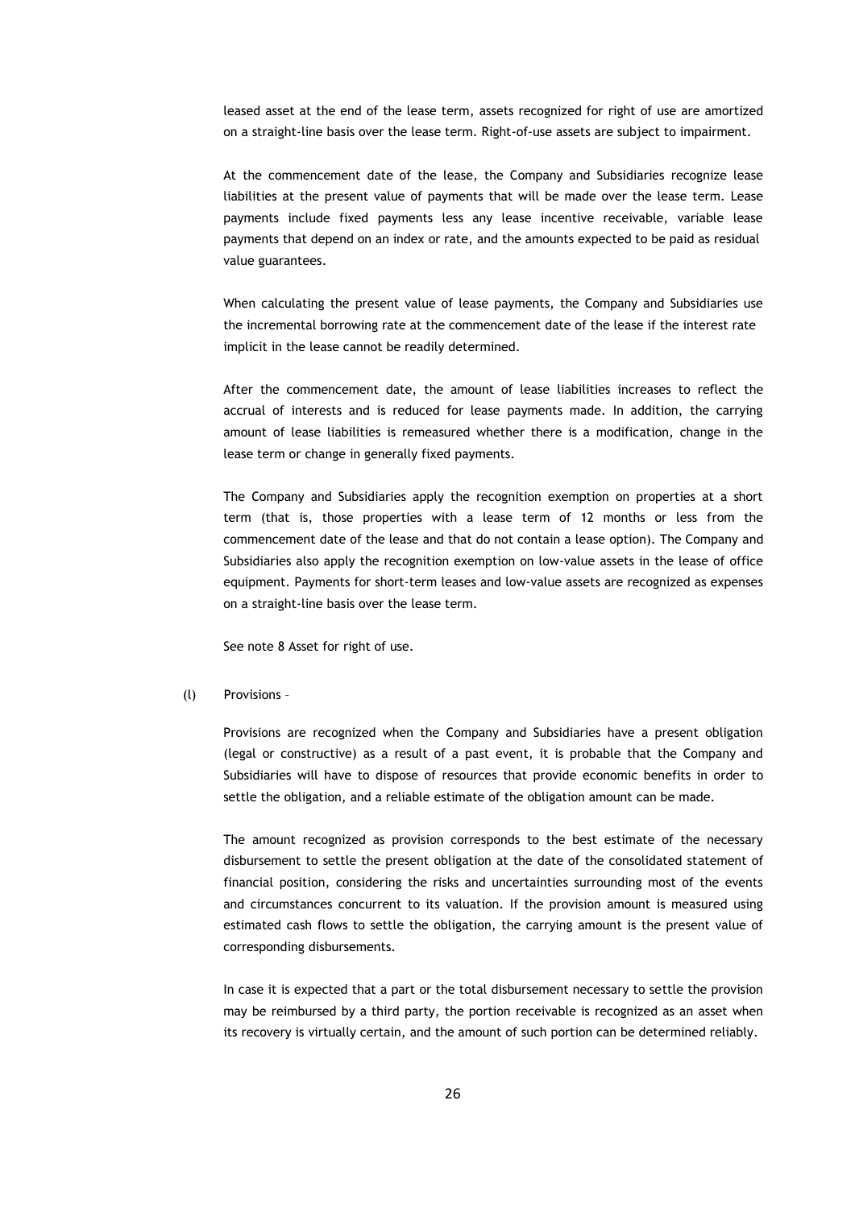leased asset at the end of the lease term, assets recognized for right of use are amortized on a straight-line basis over the lease term. Right-of-use assets are subject to impairment.

At the commencement date of the lease, the Company and Subsidiaries recognize lease liabilities at the present value of payments that will be made over the lease term. Lease payments include fixed payments less any lease incentive receivable, variable lease payments that depend on an index or rate, and the amounts expected to be paid as residual value guarantees.

When calculating the present value of lease payments, the Company and Subsidiaries use the incremental borrowing rate at the commencement date of the lease if the interest rate implicit in the lease cannot be readily determined.

After the commencement date, the amount of lease liabilities increases to reflect the accrual of interests and is reduced for lease payments made. In addition, the carrying amount of lease liabilities is remeasured whether there is a modification, change in the lease term or change in generally fixed payments.

The Company and Subsidiaries apply the recognition exemption on properties at a short term (that is, those properties with a lease term of 12 months or less from the commencement date of the lease and that do not contain a lease option). The Company and Subsidiaries also apply the recognition exemption on low-value assets in the lease of office equipment. Payments for short-term leases and low-value assets are recognized as expenses on a straight-line basis over the lease term.

See note 8 Asset for right of use.

(l) Provisions –

Provisions are recognized when the Company and Subsidiaries have a present obligation (legal or constructive) as a result of a past event, it is probable that the Company and Subsidiaries will have to dispose of resources that provide economic benefits in order to settle the obligation, and a reliable estimate of the obligation amount can be made.

The amount recognized as provision corresponds to the best estimate of the necessary disbursement to settle the present obligation at the date of the consolidated statement of financial position, considering the risks and uncertainties surrounding most of the events and circumstances concurrent to its valuation. If the provision amount is measured using estimated cash flows to settle the obligation, the carrying amount is the present value of corresponding disbursements.

In case it is expected that a part or the total disbursement necessary to settle the provision may be reimbursed by a third party, the portion receivable is recognized as an asset when its recovery is virtually certain, and the amount of such portion can be determined reliably.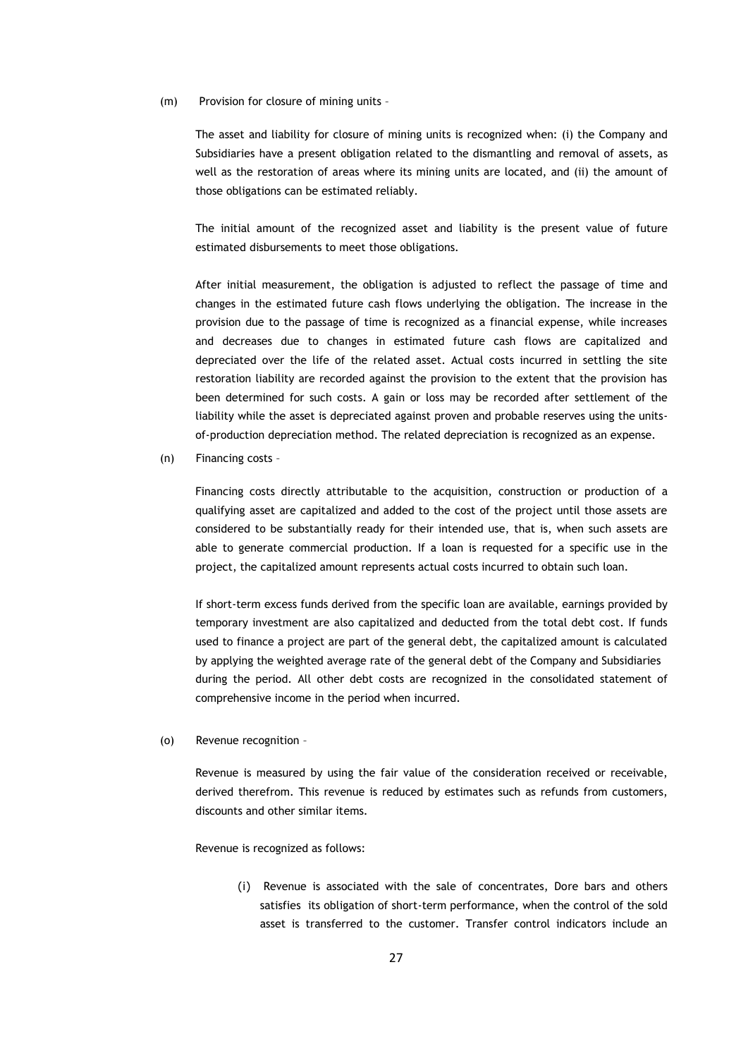(m) Provision for closure of mining units –

The asset and liability for closure of mining units is recognized when: (i) the Company and Subsidiaries have a present obligation related to the dismantling and removal of assets, as well as the restoration of areas where its mining units are located, and (ii) the amount of those obligations can be estimated reliably.

The initial amount of the recognized asset and liability is the present value of future estimated disbursements to meet those obligations.

After initial measurement, the obligation is adjusted to reflect the passage of time and changes in the estimated future cash flows underlying the obligation. The increase in the provision due to the passage of time is recognized as a financial expense, while increases and decreases due to changes in estimated future cash flows are capitalized and depreciated over the life of the related asset. Actual costs incurred in settling the site restoration liability are recorded against the provision to the extent that the provision has been determined for such costs. A gain or loss may be recorded after settlement of the liability while the asset is depreciated against proven and probable reserves using the units-of-production depreciation method. The related depreciation is recognized as an expense.

(n) Financing costs –

Financing costs directly attributable to the acquisition, construction or production of a qualifying asset are capitalized and added to the cost of the project until those assets are considered to be substantially ready for their intended use, that is, when such assets are able to generate commercial production. If a loan is requested for a specific use in the project, the capitalized amount represents actual costs incurred to obtain such loan.

If short-term excess funds derived from the specific loan are available, earnings provided by temporary investment are also capitalized and deducted from the total debt cost. If funds used to finance a project are part of the general debt, the capitalized amount is calculated by applying the weighted average rate of the general debt of the Company and Subsidiaries during the period. All other debt costs are recognized in the consolidated statement of comprehensive income in the period when incurred.

(o) Revenue recognition –

Revenue is measured by using the fair value of the consideration received or receivable, derived therefrom. This revenue is reduced by estimates such as refunds from customers, discounts and other similar items.

Revenue is recognized as follows:

(i) Revenue is associated with the sale of concentrates, Dore bars and others satisfies its obligation of short-term performance, when the control of the sold asset is transferred to the customer. Transfer control indicators include an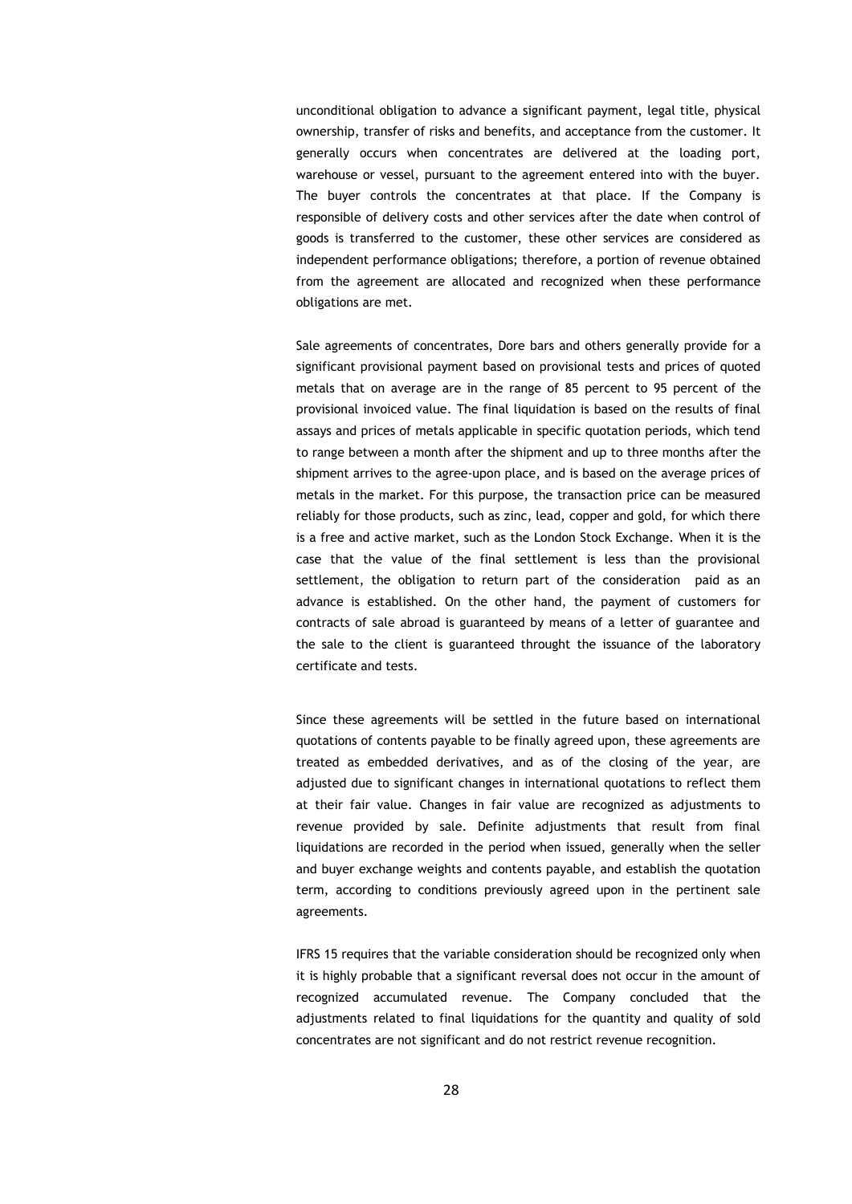unconditional obligation to advance a significant payment, legal title, physical ownership, transfer of risks and benefits, and acceptance from the customer. It generally occurs when concentrates are delivered at the loading port, warehouse or vessel, pursuant to the agreement entered into with the buyer. The buyer controls the concentrates at that place. If the Company is responsible of delivery costs and other services after the date when control of goods is transferred to the customer, these other services are considered as independent performance obligations; therefore, a portion of revenue obtained from the agreement are allocated and recognized when these performance obligations are met.

Sale agreements of concentrates, Dore bars and others generally provide for a significant provisional payment based on provisional tests and prices of quoted metals that on average are in the range of 85 percent to 95 percent of the provisional invoiced value. The final liquidation is based on the results of final assays and prices of metals applicable in specific quotation periods, which tend to range between a month after the shipment and up to three months after the shipment arrives to the agree-upon place, and is based on the average prices of metals in the market. For this purpose, the transaction price can be measured reliably for those products, such as zinc, lead, copper and gold, for which there is a free and active market, such as the London Stock Exchange. When it is the case that the value of the final settlement is less than the provisional settlement, the obligation to return part of the consideration paid as an advance is established. On the other hand, the payment of customers for contracts of sale abroad is guaranteed by means of a letter of guarantee and the sale to the client is guaranteed throught the issuance of the laboratory certificate and tests.

Since these agreements will be settled in the future based on international quotations of contents payable to be finally agreed upon, these agreements are treated as embedded derivatives, and as of the closing of the year, are adjusted due to significant changes in international quotations to reflect them at their fair value. Changes in fair value are recognized as adjustments to revenue provided by sale. Definite adjustments that result from final liquidations are recorded in the period when issued, generally when the seller and buyer exchange weights and contents payable, and establish the quotation term, according to conditions previously agreed upon in the pertinent sale agreements.

IFRS 15 requires that the variable consideration should be recognized only when it is highly probable that a significant reversal does not occur in the amount of recognized accumulated revenue. The Company concluded that the adjustments related to final liquidations for the quantity and quality of sold concentrates are not significant and do not restrict revenue recognition.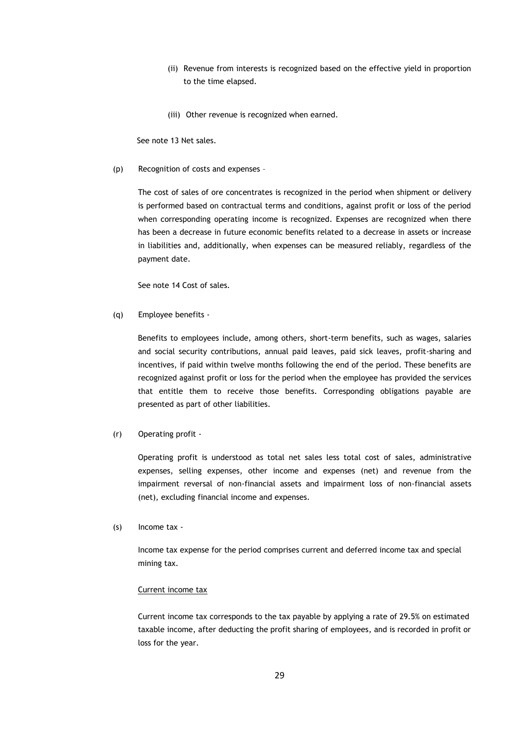(ii) Revenue from interests is recognized based on the effective yield in proportion to the time elapsed.

(iii) Other revenue is recognized when earned.

See note 13 Net sales.

(p) Recognition of costs and expenses –

The cost of sales of ore concentrates is recognized in the period when shipment or delivery is performed based on contractual terms and conditions, against profit or loss of the period when corresponding operating income is recognized. Expenses are recognized when there has been a decrease in future economic benefits related to a decrease in assets or increase in liabilities and, additionally, when expenses can be measured reliably, regardless of the payment date.

See note 14 Cost of sales.

(q) Employee benefits -

Benefits to employees include, among others, short-term benefits, such as wages, salaries and social security contributions, annual paid leaves, paid sick leaves, profit-sharing and incentives, if paid within twelve months following the end of the period. These benefits are recognized against profit or loss for the period when the employee has provided the services that entitle them to receive those benefits. Corresponding obligations payable are presented as part of other liabilities.

(r) Operating profit -

Operating profit is understood as total net sales less total cost of sales, administrative expenses, selling expenses, other income and expenses (net) and revenue from the impairment reversal of non-financial assets and impairment loss of non-financial assets (net), excluding financial income and expenses.

(s) Income tax -

Income tax expense for the period comprises current and deferred income tax and special mining tax.

<u>Current income tax</u>

Current income tax corresponds to the tax payable by applying a rate of 29.5% on estimated taxable income, after deducting the profit sharing of employees, and is recorded in profit or loss for the year.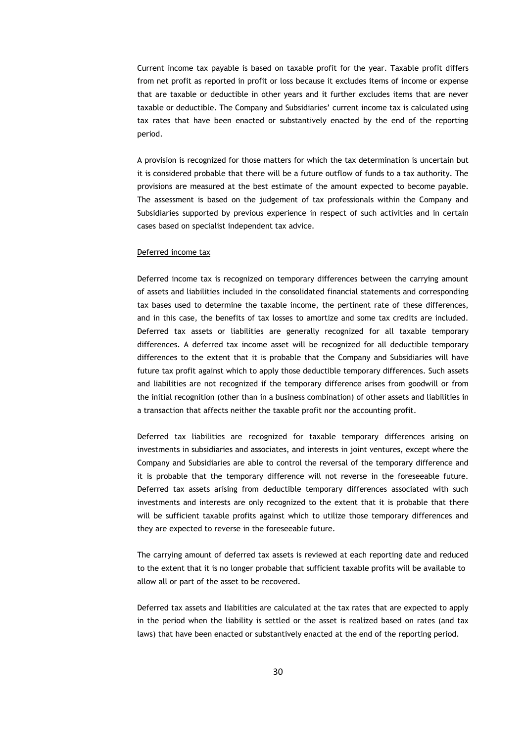Current income tax payable is based on taxable profit for the year. Taxable profit differs from net profit as reported in profit or loss because it excludes items of income or expense that are taxable or deductible in other years and it further excludes items that are never taxable or deductible. The Company and Subsidiaries' current income tax is calculated using tax rates that have been enacted or substantively enacted by the end of the reporting period.

A provision is recognized for those matters for which the tax determination is uncertain but it is considered probable that there will be a future outflow of funds to a tax authority. The provisions are measured at the best estimate of the amount expected to become payable. The assessment is based on the judgement of tax professionals within the Company and Subsidiaries supported by previous experience in respect of such activities and in certain cases based on specialist independent tax advice.

Deferred income tax

Deferred income tax is recognized on temporary differences between the carrying amount of assets and liabilities included in the consolidated financial statements and corresponding tax bases used to determine the taxable income, the pertinent rate of these differences, and in this case, the benefits of tax losses to amortize and some tax credits are included. Deferred tax assets or liabilities are generally recognized for all taxable temporary differences. A deferred tax income asset will be recognized for all deductible temporary differences to the extent that it is probable that the Company and Subsidiaries will have future tax profit against which to apply those deductible temporary differences. Such assets and liabilities are not recognized if the temporary difference arises from goodwill or from the initial recognition (other than in a business combination) of other assets and liabilities in a transaction that affects neither the taxable profit nor the accounting profit.

Deferred tax liabilities are recognized for taxable temporary differences arising on investments in subsidiaries and associates, and interests in joint ventures, except where the Company and Subsidiaries are able to control the reversal of the temporary difference and it is probable that the temporary difference will not reverse in the foreseeable future. Deferred tax assets arising from deductible temporary differences associated with such investments and interests are only recognized to the extent that it is probable that there will be sufficient taxable profits against which to utilize those temporary differences and they are expected to reverse in the foreseeable future.

The carrying amount of deferred tax assets is reviewed at each reporting date and reduced to the extent that it is no longer probable that sufficient taxable profits will be available to allow all or part of the asset to be recovered.

Deferred tax assets and liabilities are calculated at the tax rates that are expected to apply in the period when the liability is settled or the asset is realized based on rates (and tax laws) that have been enacted or substantively enacted at the end of the reporting period.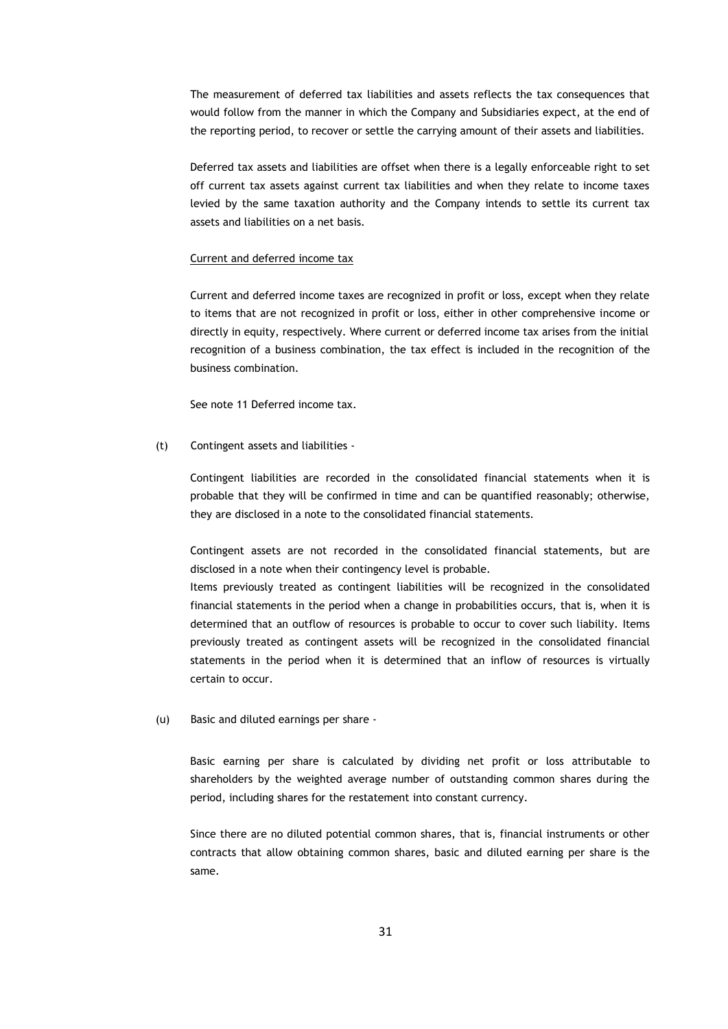The measurement of deferred tax liabilities and assets reflects the tax consequences that would follow from the manner in which the Company and Subsidiaries expect, at the end of the reporting period, to recover or settle the carrying amount of their assets and liabilities.

Deferred tax assets and liabilities are offset when there is a legally enforceable right to set off current tax assets against current tax liabilities and when they relate to income taxes levied by the same taxation authority and the Company intends to settle its current tax assets and liabilities on a net basis.

<u>Current and deferred income tax</u>

Current and deferred income taxes are recognized in profit or loss, except when they relate to items that are not recognized in profit or loss, either in other comprehensive income or directly in equity, respectively. Where current or deferred income tax arises from the initial recognition of a business combination, the tax effect is included in the recognition of the business combination.

See note 11 Deferred income tax.

(t) Contingent assets and liabilities -

Contingent liabilities are recorded in the consolidated financial statements when it is probable that they will be confirmed in time and can be quantified reasonably; otherwise, they are disclosed in a note to the consolidated financial statements.

Contingent assets are not recorded in the consolidated financial statements, but are disclosed in a note when their contingency level is probable.

Items previously treated as contingent liabilities will be recognized in the consolidated financial statements in the period when a change in probabilities occurs, that is, when it is determined that an outflow of resources is probable to occur to cover such liability. Items previously treated as contingent assets will be recognized in the consolidated financial statements in the period when it is determined that an inflow of resources is virtually certain to occur.

(u) Basic and diluted earnings per share -

Basic earning per share is calculated by dividing net profit or loss attributable to shareholders by the weighted average number of outstanding common shares during the period, including shares for the restatement into constant currency.

Since there are no diluted potential common shares, that is, financial instruments or other contracts that allow obtaining common shares, basic and diluted earning per share is the same.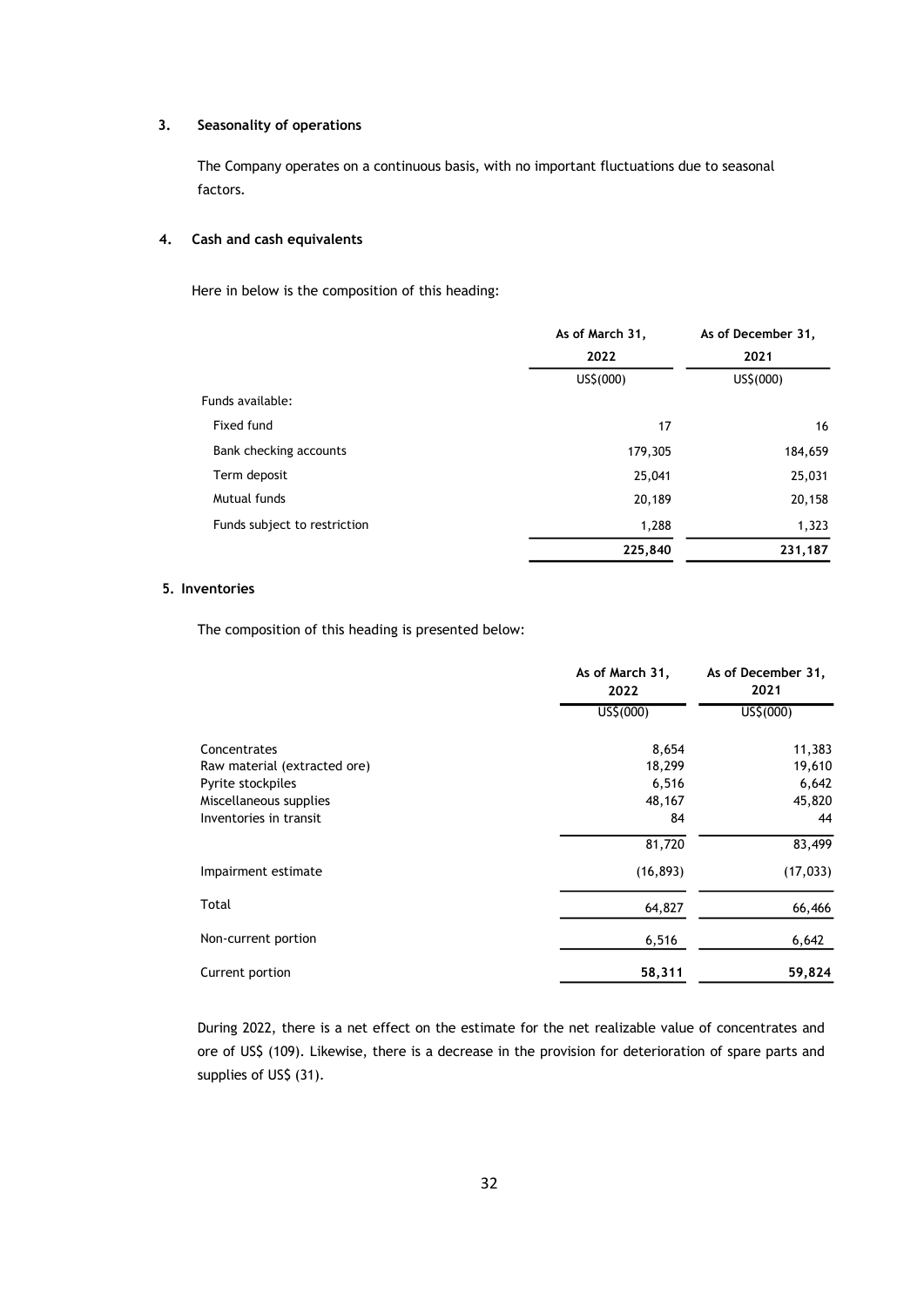## 3. Seasonality of operations

The Company operates on a continuous basis, with no important fluctuations due to seasonal factors.

## 4. Cash and cash equivalents

Here in below is the composition of this heading:

| | As of March 31, 2022 | As of December 31, 2021 |
|---|---|---|
| | US$(000) | US$(000) |
| Funds available: | | |
| Fixed fund | 17 | 16 |
| Bank checking accounts | 179,305 | 184,659 |
| Term deposit | 25,041 | 25,031 |
| Mutual funds | 20,189 | 20,158 |
| Funds subject to restriction | 1,288 | 1,323 |
| | **225,840** | **231,187** |

## 5. Inventories

The composition of this heading is presented below:

| | As of March 31, 2022 | As of December 31, 2021 |
|---|---|---|
| | US$(000) | US$(000) |
| Concentrates | 8,654 | 11,383 |
| Raw material (extracted ore) | 18,299 | 19,610 |
| Pyrite stockpiles | 6,516 | 6,642 |
| Miscellaneous supplies | 48,167 | 45,820 |
| Inventories in transit | 84 | 44 |
| | 81,720 | 83,499 |
| Impairment estimate | (16,893) | (17,033) |
| Total | 64,827 | 66,466 |
| Non-current portion | 6,516 | 6,642 |
| Current portion | **58,311** | **59,824** |

During 2022, there is a net effect on the estimate for the net realizable value of concentrates and ore of US$ (109). Likewise, there is a decrease in the provision for deterioration of spare parts and supplies of US$ (31).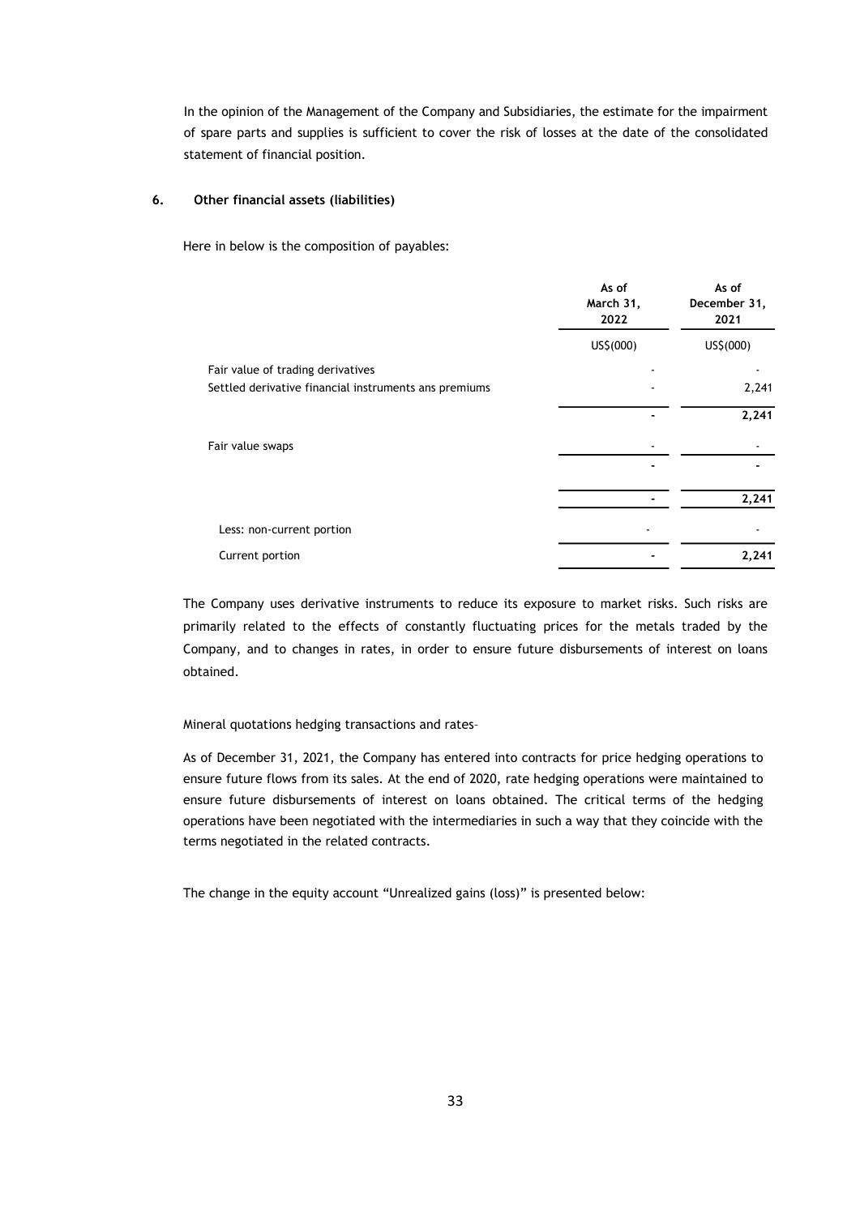In the opinion of the Management of the Company and Subsidiaries, the estimate for the impairment of spare parts and supplies is sufficient to cover the risk of losses at the date of the consolidated statement of financial position.

## 6. Other financial assets (liabilities)

Here in below is the composition of payables:

| | As of March 31, 2022 | As of December 31, 2021 |
|---|---|---|
| | US$(000) | US$(000) |
| Fair value of trading derivatives | - | - |
| Settled derivative financial instruments ans premiums | - | 2,241 |
| | **-** | **2,241** |
| Fair value swaps | - | - |
| | **-** | **-** |
| | **-** | **2,241** |
| Less: non-current portion | - | - |
| Current portion | **-** | **2,241** |

The Company uses derivative instruments to reduce its exposure to market risks. Such risks are primarily related to the effects of constantly fluctuating prices for the metals traded by the Company, and to changes in rates, in order to ensure future disbursements of interest on loans obtained.

Mineral quotations hedging transactions and rates–

As of December 31, 2021, the Company has entered into contracts for price hedging operations to ensure future flows from its sales. At the end of 2020, rate hedging operations were maintained to ensure future disbursements of interest on loans obtained. The critical terms of the hedging operations have been negotiated with the intermediaries in such a way that they coincide with the terms negotiated in the related contracts.

The change in the equity account "Unrealized gains (loss)" is presented below: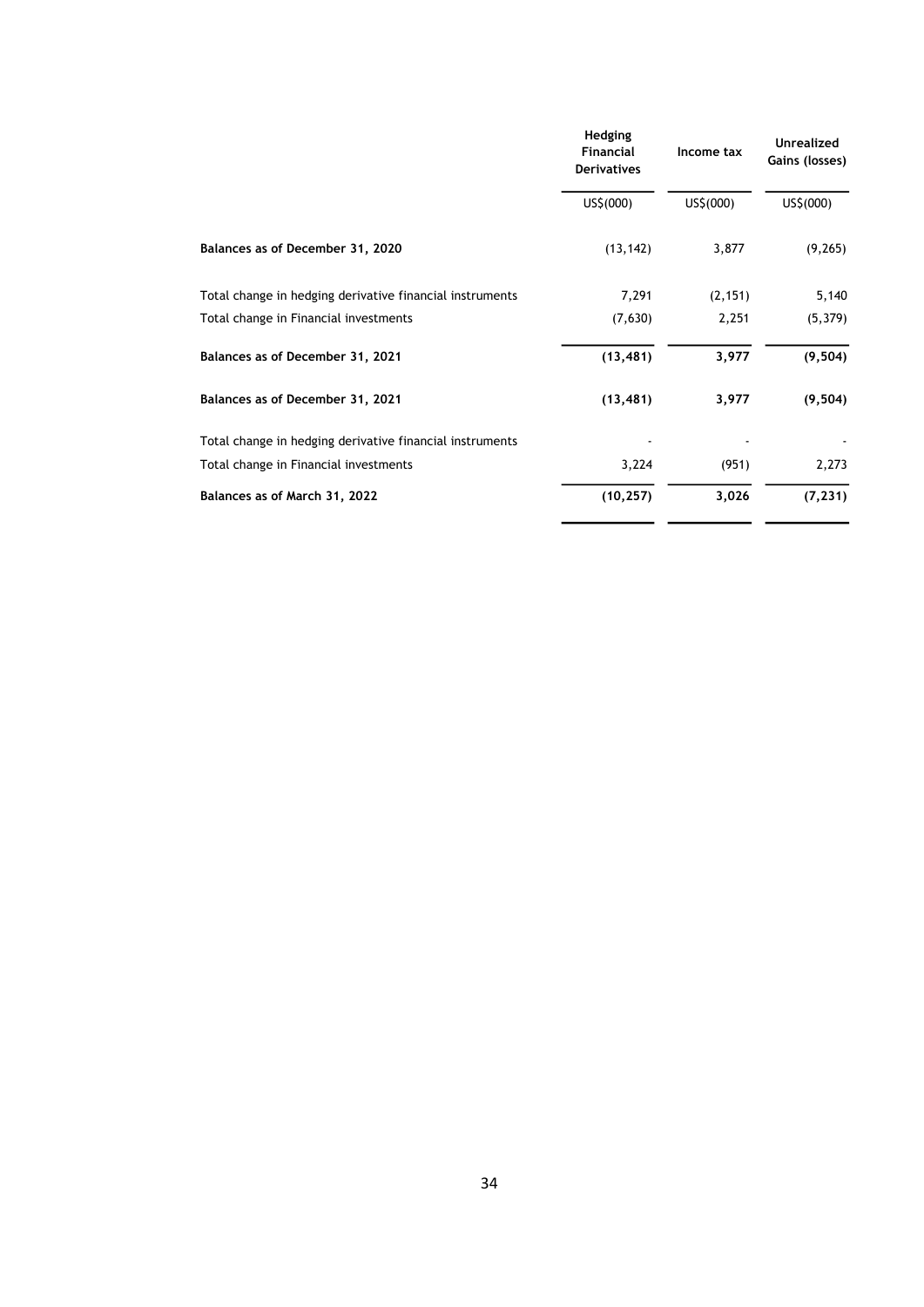| | Hedging Financial Derivatives | Income tax | Unrealized Gains (losses) |
|---|---|---|---|
| | US$(000) | US$(000) | US$(000) |
| **Balances as of December 31, 2020** | (13,142) | 3,877 | (9,265) |
| Total change in hedging derivative financial instruments | 7,291 | (2,151) | 5,140 |
| Total change in Financial investments | (7,630) | 2,251 | (5,379) |
| **Balances as of December 31, 2021** | **(13,481)** | **3,977** | **(9,504)** |
| **Balances as of December 31, 2021** | **(13,481)** | **3,977** | **(9,504)** |
| Total change in hedging derivative financial instruments | - | - | - |
| Total change in Financial investments | 3,224 | (951) | 2,273 |
| **Balances as of March 31, 2022** | **(10,257)** | **3,026** | **(7,231)** |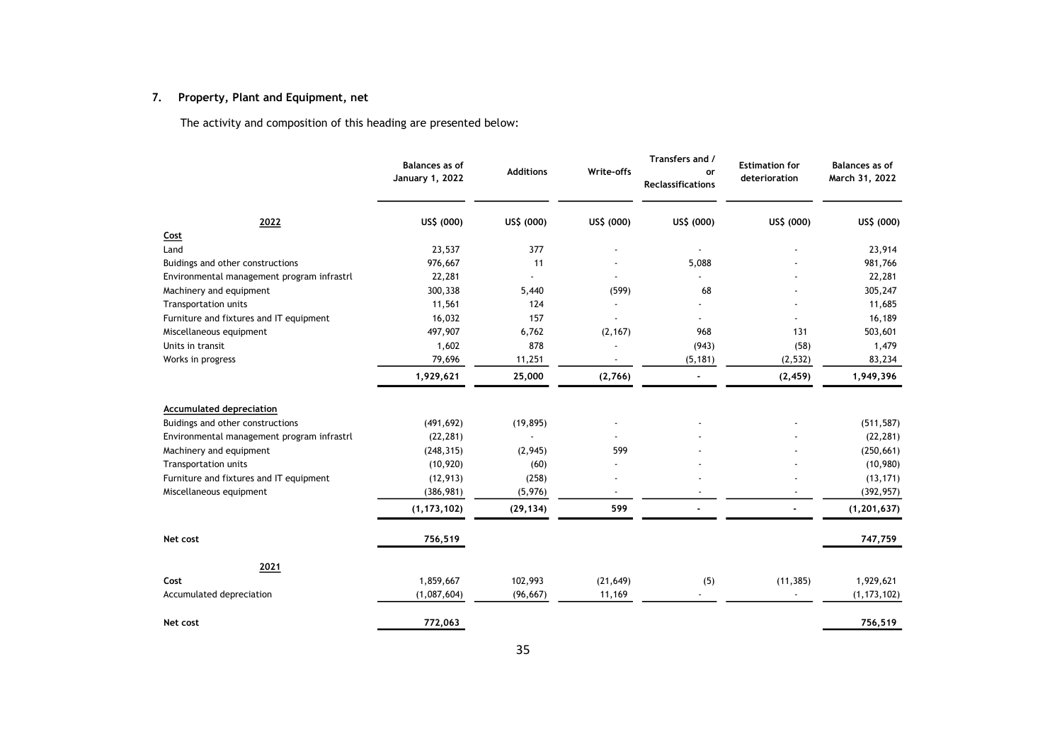## 7. Property, Plant and Equipment, net

The activity and composition of this heading are presented below:

| 2022 | Balances as of January 1, 2022 | Additions | Write-offs | Transfers and / or Reclassifications | Estimation for deterioration | Balances as of March 31, 2022 |
|---|---|---|---|---|---|---|
| | US$ (000) | US$ (000) | US$ (000) | US$ (000) | US$ (000) | US$ (000) |
| **Cost** | | | | | | |
| Land | 23,537 | 377 | - | - | - | 23,914 |
| Buidings and other constructions | 976,667 | 11 | - | 5,088 | - | 981,766 |
| Environmental management program infrastrl | 22,281 | - | - | - | - | 22,281 |
| Machinery and equipment | 300,338 | 5,440 | (599) | 68 | - | 305,247 |
| Transportation units | 11,561 | 124 | - | - | - | 11,685 |
| Furniture and fixtures and IT equipment | 16,032 | 157 | - | - | - | 16,189 |
| Miscellaneous equipment | 497,907 | 6,762 | (2,167) | 968 | 131 | 503,601 |
| Units in transit | 1,602 | 878 | - | (943) | (58) | 1,479 |
| Works in progress | 79,696 | 11,251 | - | (5,181) | (2,532) | 83,234 |
| | **1,929,621** | **25,000** | **(2,766)** | **-** | **(2,459)** | **1,949,396** |
| **Accumulated depreciation** | | | | | | |
| Buidings and other constructions | (491,692) | (19,895) | - | - | - | (511,587) |
| Environmental management program infrastrl | (22,281) | - | - | - | - | (22,281) |
| Machinery and equipment | (248,315) | (2,945) | 599 | - | - | (250,661) |
| Transportation units | (10,920) | (60) | - | - | - | (10,980) |
| Furniture and fixtures and IT equipment | (12,913) | (258) | - | - | - | (13,171) |
| Miscellaneous equipment | (386,981) | (5,976) | - | - | - | (392,957) |
| | **(1,173,102)** | **(29,134)** | **599** | **-** | **-** | **(1,201,637)** |
| **Net cost** | **756,519** | | | | | **747,759** |
| **2021** | | | | | | |
| **Cost** | 1,859,667 | 102,993 | (21,649) | (5) | (11,385) | 1,929,621 |
| **Accumulated depreciation** | (1,087,604) | (96,667) | 11,169 | - | - | (1,173,102) |
| **Net cost** | **772,063** | | | | | **756,519** |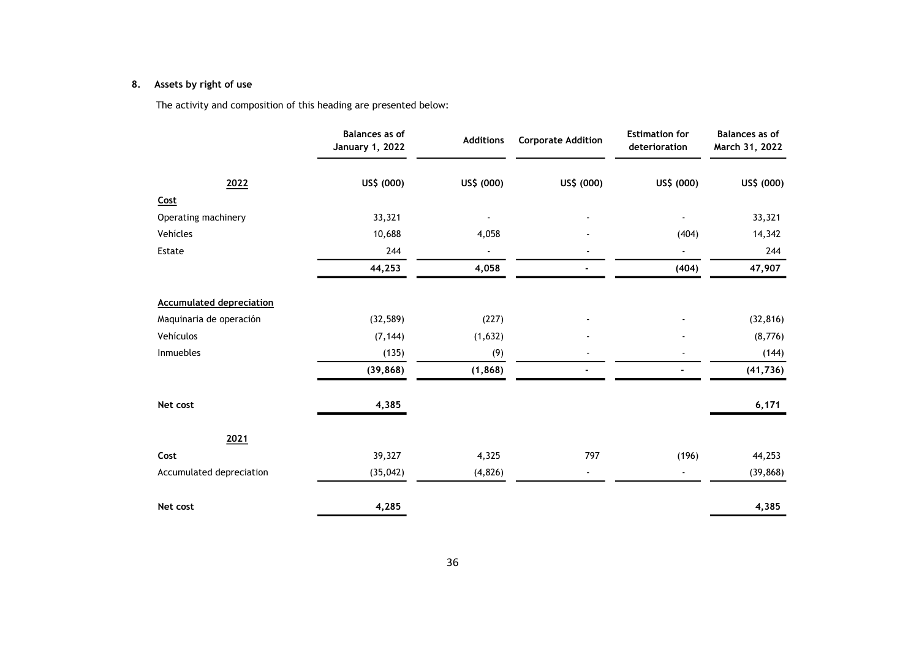## 8. Assets by right of use

The activity and composition of this heading are presented below:

| | Balances as of January 1, 2022 | Additions | Corporate Addition | Estimation for deterioration | Balances as of March 31, 2022 |
|---|---|---|---|---|---|
| **2022** | **US$ (000)** | **US$ (000)** | **US$ (000)** | **US$ (000)** | **US$ (000)** |
| **Cost** | | | | | |
| Operating machinery | 33,321 | - | - | - | 33,321 |
| Vehícles | 10,688 | 4,058 | - | (404) | 14,342 |
| Estate | 244 | - | - | - | 244 |
| | **44,253** | **4,058** | **-** | **(404)** | **47,907** |
| **Accumulated depreciation** | | | | | |
| Maquinaria de operación | (32,589) | (227) | - | - | (32,816) |
| Vehículos | (7,144) | (1,632) | - | - | (8,776) |
| Inmuebles | (135) | (9) | - | - | (144) |
| | **(39,868)** | **(1,868)** | **-** | **-** | **(41,736)** |
| **Net cost** | **4,385** | | | | **6,171** |
| **2021** | | | | | |
| **Cost** | 39,327 | 4,325 | 797 | (196) | 44,253 |
| Accumulated depreciation | (35,042) | (4,826) | - | - | (39,868) |
| **Net cost** | **4,285** | | | | **4,385** |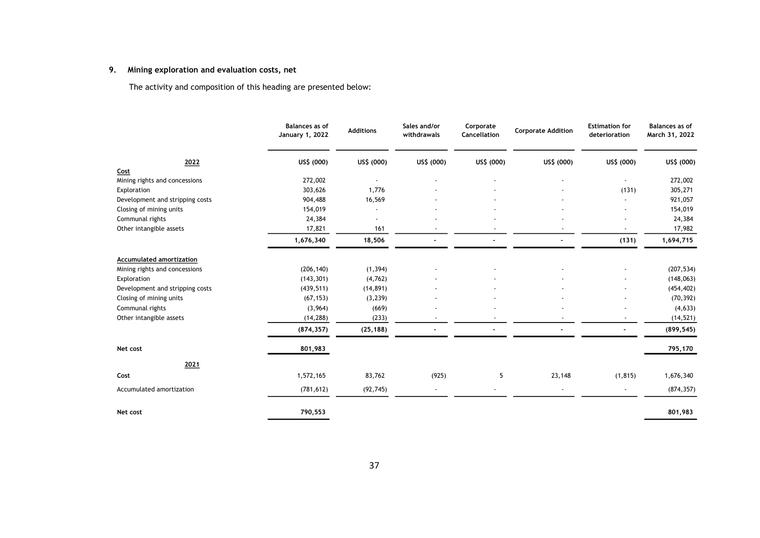## 9. Mining exploration and evaluation costs, net

The activity and composition of this heading are presented below:

| | Balances as of January 1, 2022 | Additions | Sales and/or withdrawals | Corporate Cancellation | Corporate Addition | Estimation for deterioration | Balances as of March 31, 2022 |
|---|---|---|---|---|---|---|---|
| **2022** | US$ (000) | US$ (000) | US$ (000) | US$ (000) | US$ (000) | US$ (000) | US$ (000) |
| **Cost** | | | | | | | |
| Mining rights and concessions | 272,002 | - | - | - | - | - | 272,002 |
| Exploration | 303,626 | 1,776 | - | - | - | (131) | 305,271 |
| Development and stripping costs | 904,488 | 16,569 | - | - | - | - | 921,057 |
| Closing of mining units | 154,019 | - | - | - | - | - | 154,019 |
| Communal rights | 24,384 | - | - | - | - | - | 24,384 |
| Other intangible assets | 17,821 | 161 | - | - | - | - | 17,982 |
| | **1,676,340** | **18,506** | **-** | **-** | **-** | **(131)** | **1,694,715** |
| **Accumulated amortization** | | | | | | | |
| Mining rights and concessions | (206,140) | (1,394) | - | - | - | - | (207,534) |
| Exploration | (143,301) | (4,762) | - | - | - | - | (148,063) |
| Development and stripping costs | (439,511) | (14,891) | - | - | - | - | (454,402) |
| Closing of mining units | (67,153) | (3,239) | - | - | - | - | (70,392) |
| Communal rights | (3,964) | (669) | - | - | - | - | (4,633) |
| Other intangible assets | (14,288) | (233) | - | - | - | - | (14,521) |
| | **(874,357)** | **(25,188)** | **-** | **-** | **-** | **-** | **(899,545)** |
| **Net cost** | **801,983** | | | | | | **795,170** |
| **2021** | | | | | | | |
| **Cost** | 1,572,165 | 83,762 | (925) | 5 | 23,148 | (1,815) | 1,676,340 |
| Accumulated amortization | (781,612) | (92,745) | - | - | - | - | (874,357) |
| **Net cost** | **790,553** | | | | | | **801,983** |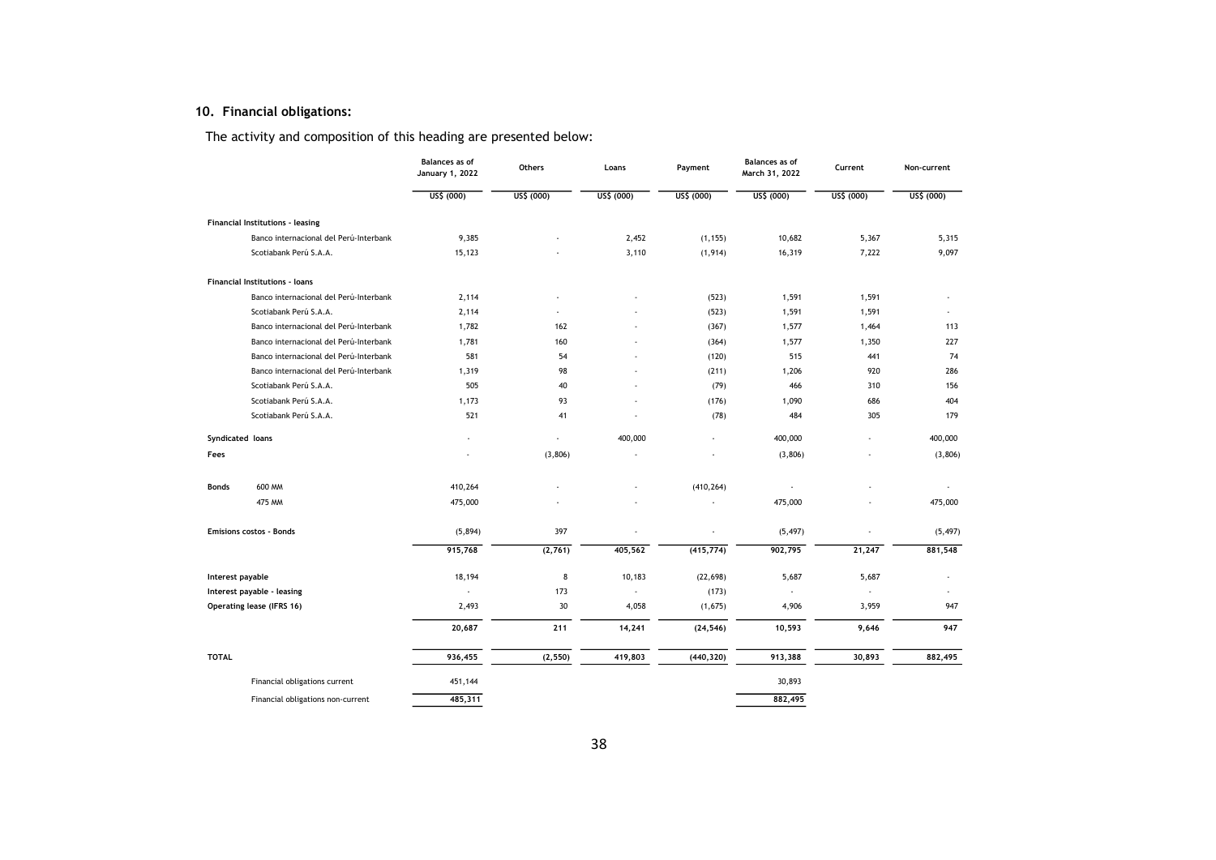## 10. Financial obligations:

The activity and composition of this heading are presented below:

| | Balances as of January 1, 2022 | Others | Loans | Payment | Balances as of March 31, 2022 | Current | Non-current |
|---|---|---|---|---|---|---|---|
| | US$ (000) | US$ (000) | US$ (000) | US$ (000) | US$ (000) | US$ (000) | US$ (000) |
| **Financial Institutions - leasing** | | | | | | | |
| Banco internacional del Perú-Interbank | 9,385 | - | 2,452 | (1,155) | 10,682 | 5,367 | 5,315 |
| Scotiabank Perú S.A.A. | 15,123 | - | 3,110 | (1,914) | 16,319 | 7,222 | 9,097 |
| **Financial Institutions - loans** | | | | | | | |
| Banco internacional del Perú-Interbank | 2,114 | - | - | (523) | 1,591 | 1,591 | - |
| Scotiabank Perú S.A.A. | 2,114 | - | - | (523) | 1,591 | 1,591 | - |
| Banco internacional del Perú-Interbank | 1,782 | 162 | - | (367) | 1,577 | 1,464 | 113 |
| Banco internacional del Perú-Interbank | 1,781 | 160 | - | (364) | 1,577 | 1,350 | 227 |
| Banco internacional del Perú-Interbank | 581 | 54 | - | (120) | 515 | 441 | 74 |
| Banco internacional del Perú-Interbank | 1,319 | 98 | - | (211) | 1,206 | 920 | 286 |
| Scotiabank Perú S.A.A. | 505 | 40 | - | (79) | 466 | 310 | 156 |
| Scotiabank Perú S.A.A. | 1,173 | 93 | - | (176) | 1,090 | 686 | 404 |
| Scotiabank Perú S.A.A. | 521 | 41 | - | (78) | 484 | 305 | 179 |
| **Syndicated loans** | - | - | 400,000 | - | 400,000 | - | 400,000 |
| **Fees** | - | (3,806) | - | - | (3,806) | - | (3,806) |
| **Bonds** 600 MM | 410,264 | - | - | (410,264) | - | - | - |
| 475 MM | 475,000 | - | - | - | 475,000 | - | 475,000 |
| **Emisions costos - Bonds** | (5,894) | 397 | - | - | (5,497) | - | (5,497) |
| | 915,768 | (2,761) | 405,562 | (415,774) | 902,795 | 21,247 | 881,548 |
| **Interest payable** | 18,194 | 8 | 10,183 | (22,698) | 5,687 | 5,687 | - |
| **Interest payable - leasing** | - | 173 | - | (173) | - | - | - |
| **Operating lease (IFRS 16)** | 2,493 | 30 | 4,058 | (1,675) | 4,906 | 3,959 | 947 |
| | 20,687 | 211 | 14,241 | (24,546) | 10,593 | 9,646 | 947 |
| **TOTAL** | 936,455 | (2,550) | 419,803 | (440,320) | 913,388 | 30,893 | 882,495 |
| Financial obligations current | 451,144 | | | | 30,893 | | |
| Financial obligations non-current | 485,311 | | | | 882,495 | | |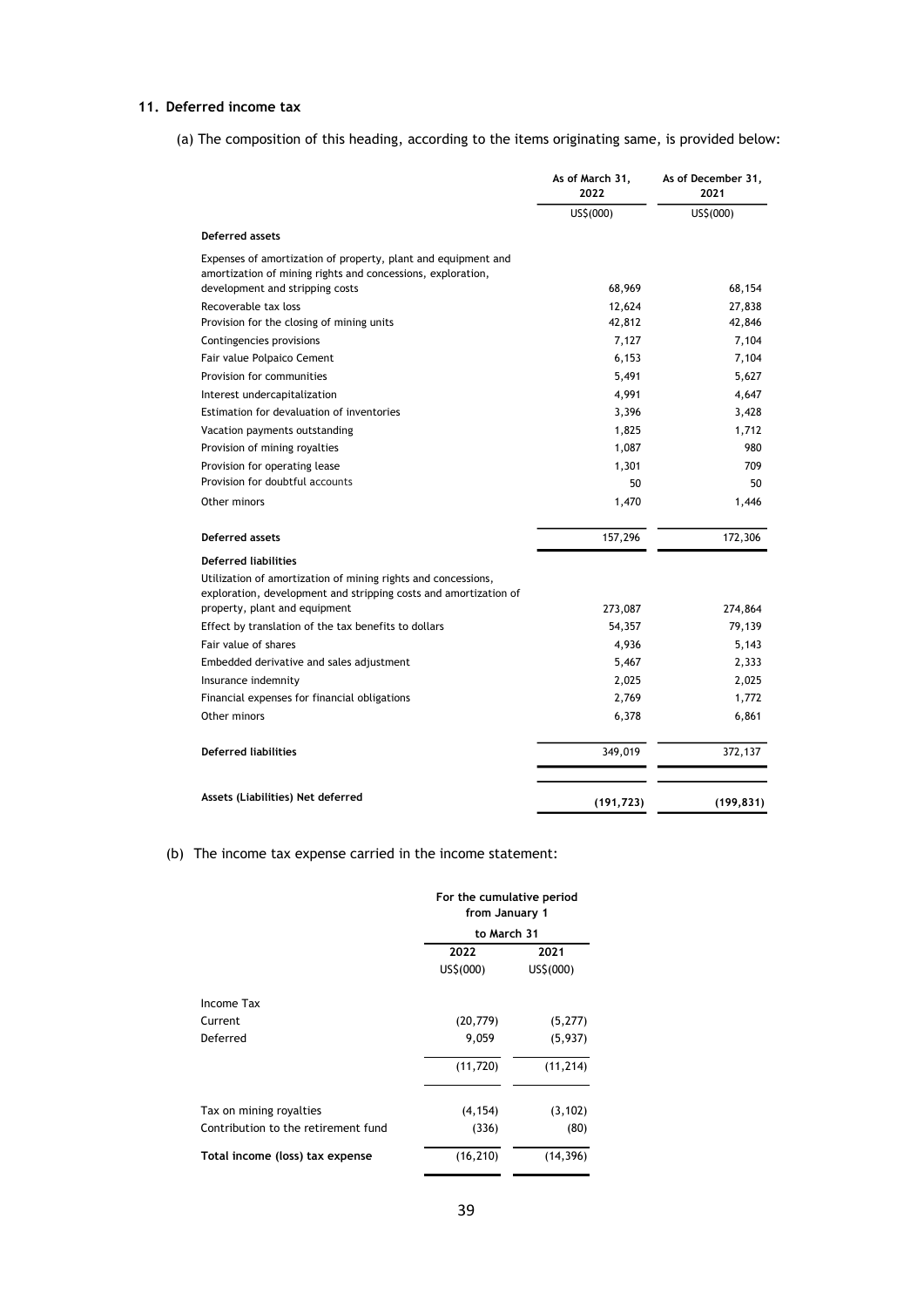### 11. Deferred income tax

(a) The composition of this heading, according to the items originating same, is provided below:

| | As of March 31, 2022 | As of December 31, 2021 |
|---|---|---|
| | US$(000) | US$(000) |
| **Deferred assets** | | |
| Expenses of amortization of property, plant and equipment and amortization of mining rights and concessions, exploration, development and stripping costs | 68,969 | 68,154 |
| Recoverable tax loss | 12,624 | 27,838 |
| Provision for the closing of mining units | 42,812 | 42,846 |
| Contingencies provisions | 7,127 | 7,104 |
| Fair value Polpaico Cement | 6,153 | 7,104 |
| Provision for communities | 5,491 | 5,627 |
| Interest undercapitalization | 4,991 | 4,647 |
| Estimation for devaluation of inventories | 3,396 | 3,428 |
| Vacation payments outstanding | 1,825 | 1,712 |
| Provision of mining royalties | 1,087 | 980 |
| Provision for operating lease | 1,301 | 709 |
| Provision for doubtful accounts | 50 | 50 |
| Other minors | 1,470 | 1,446 |
| **Deferred assets** | 157,296 | 172,306 |
| **Deferred liabilities** | | |
| Utilization of amortization of mining rights and concessions, exploration, development and stripping costs and amortization of property, plant and equipment | 273,087 | 274,864 |
| Effect by translation of the tax benefits to dollars | 54,357 | 79,139 |
| Fair value of shares | 4,936 | 5,143 |
| Embedded derivative and sales adjustment | 5,467 | 2,333 |
| Insurance indemnity | 2,025 | 2,025 |
| Financial expenses for financial obligations | 2,769 | 1,772 |
| Other minors | 6,378 | 6,861 |
| **Deferred liabilities** | 349,019 | 372,137 |
| **Assets (Liabilities) Net deferred** | **(191,723)** | **(199,831)** |

(b) The income tax expense carried in the income statement:

| | For the cumulative period from January 1 to March 31 | |
|---|---|---|
| | 2022 | 2021 |
| | US$(000) | US$(000) |
| Income Tax | | |
| Current | (20,779) | (5,277) |
| Deferred | 9,059 | (5,937) |
| | (11,720) | (11,214) |
| Tax on mining royalties | (4,154) | (3,102) |
| Contribution to the retirement fund | (336) | (80) |
| **Total income (loss) tax expense** | (16,210) | (14,396) |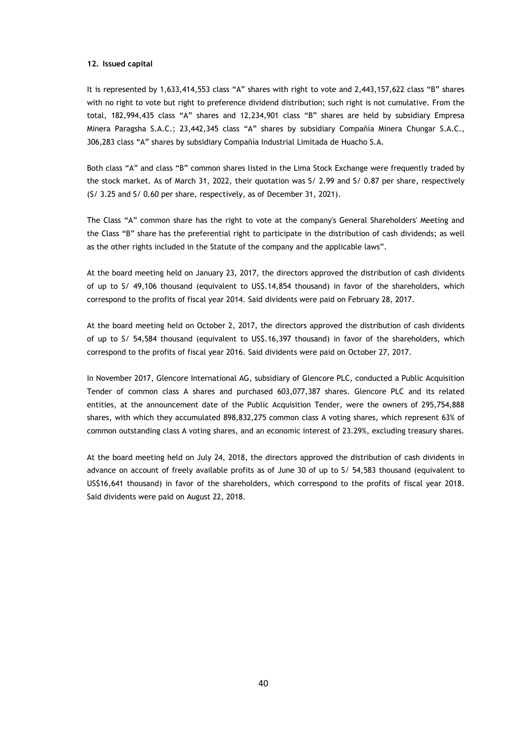**12. Issued capital**

It is represented by 1,633,414,553 class "A" shares with right to vote and 2,443,157,622 class "B" shares with no right to vote but right to preference dividend distribution; such right is not cumulative. From the total, 182,994,435 class "A" shares and 12,234,901 class "B" shares are held by subsidiary Empresa Minera Paragsha S.A.C.; 23,442,345 class "A" shares by subsidiary Compañía Minera Chungar S.A.C., 306,283 class "A" shares by subsidiary Compañía Industrial Limitada de Huacho S.A.

Both class "A" and class "B" common shares listed in the Lima Stock Exchange were frequently traded by the stock market. As of March 31, 2022, their quotation was S/ 2.99 and S/ 0.87 per share, respectively (S/ 3.25 and S/ 0.60 per share, respectively, as of December 31, 2021).

The Class "A" common share has the right to vote at the company's General Shareholders' Meeting and the Class "B" share has the preferential right to participate in the distribution of cash dividends; as well as the other rights included in the Statute of the company and the applicable laws".

At the board meeting held on January 23, 2017, the directors approved the distribution of cash dividents of up to S/ 49,106 thousand (equivalent to US$.14,854 thousand) in favor of the shareholders, which correspond to the profits of fiscal year 2014. Said dividents were paid on February 28, 2017.

At the board meeting held on October 2, 2017, the directors approved the distribution of cash dividents of up to S/ 54,584 thousand (equivalent to US$.16,397 thousand) in favor of the shareholders, which correspond to the profits of fiscal year 2016. Said dividents were paid on October 27, 2017.

In November 2017, Glencore International AG, subsidiary of Glencore PLC, conducted a Public Acquisition Tender of common class A shares and purchased 603,077,387 shares. Glencore PLC and its related entities, at the announcement date of the Public Acquisition Tender, were the owners of 295,754,888 shares, with which they accumulated 898,832,275 common class A voting shares, which represent 63% of common outstanding class A voting shares, and an economic interest of 23.29%, excluding treasury shares.

At the board meeting held on July 24, 2018, the directors approved the distribution of cash dividents in advance on account of freely available profits as of June 30 of up to S/ 54,583 thousand (equivalent to US$16,641 thousand) in favor of the shareholders, which correspond to the profits of fiscal year 2018. Said dividents were paid on August 22, 2018.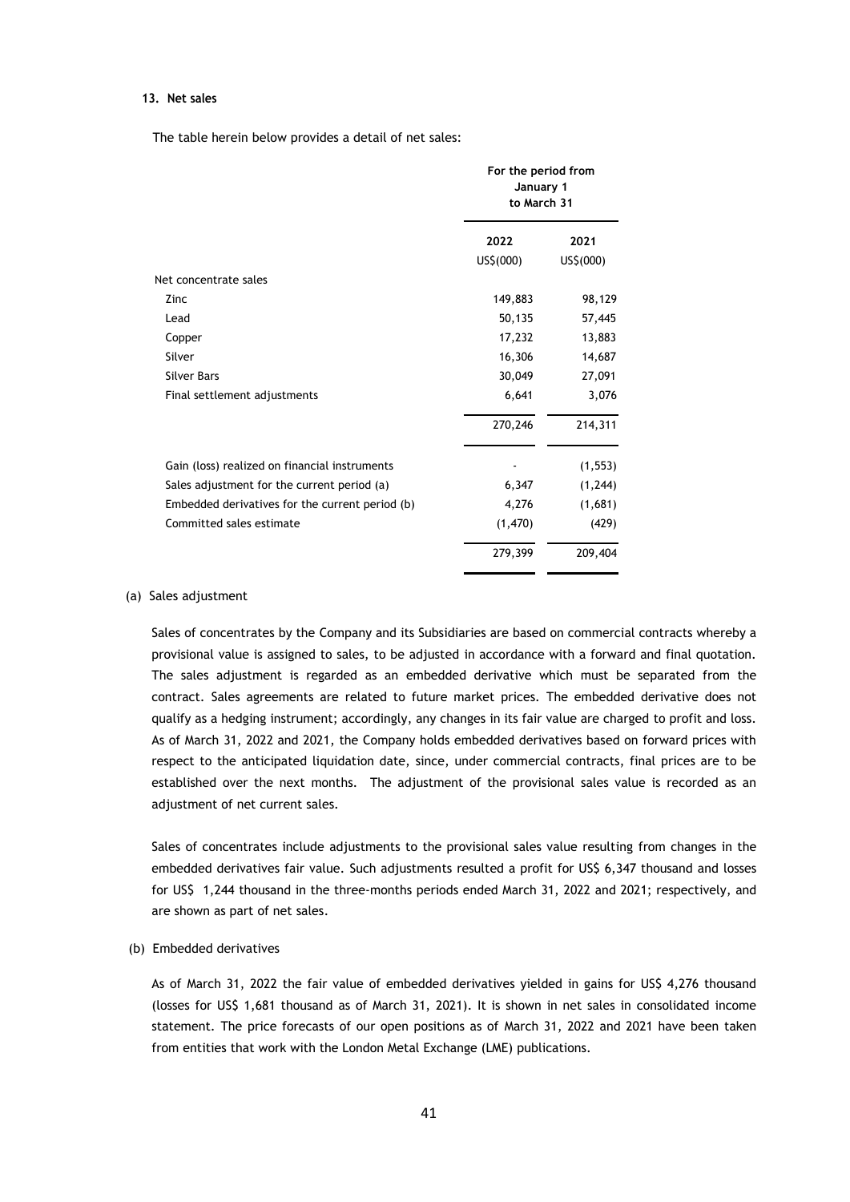## 13. Net sales

The table herein below provides a detail of net sales:

| | For the period from January 1 to March 31 | |
|---|---|---|
| | 2022 | 2021 |
| | US$(000) | US$(000) |
| Net concentrate sales | | |
| Zinc | 149,883 | 98,129 |
| Lead | 50,135 | 57,445 |
| Copper | 17,232 | 13,883 |
| Silver | 16,306 | 14,687 |
| Silver Bars | 30,049 | 27,091 |
| Final settlement adjustments | 6,641 | 3,076 |
| | 270,246 | 214,311 |
| Gain (loss) realized on financial instruments | - | (1,553) |
| Sales adjustment for the current period (a) | 6,347 | (1,244) |
| Embedded derivatives for the current period (b) | 4,276 | (1,681) |
| Committed sales estimate | (1,470) | (429) |
| | 279,399 | 209,404 |

(a) Sales adjustment

Sales of concentrates by the Company and its Subsidiaries are based on commercial contracts whereby a provisional value is assigned to sales, to be adjusted in accordance with a forward and final quotation. The sales adjustment is regarded as an embedded derivative which must be separated from the contract. Sales agreements are related to future market prices. The embedded derivative does not qualify as a hedging instrument; accordingly, any changes in its fair value are charged to profit and loss. As of March 31, 2022 and 2021, the Company holds embedded derivatives based on forward prices with respect to the anticipated liquidation date, since, under commercial contracts, final prices are to be established over the next months. The adjustment of the provisional sales value is recorded as an adjustment of net current sales.

Sales of concentrates include adjustments to the provisional sales value resulting from changes in the embedded derivatives fair value. Such adjustments resulted a profit for US$ 6,347 thousand and losses for US$ 1,244 thousand in the three-months periods ended March 31, 2022 and 2021; respectively, and are shown as part of net sales.

(b) Embedded derivatives

As of March 31, 2022 the fair value of embedded derivatives yielded in gains for US$ 4,276 thousand (losses for US$ 1,681 thousand as of March 31, 2021). It is shown in net sales in consolidated income statement. The price forecasts of our open positions as of March 31, 2022 and 2021 have been taken from entities that work with the London Metal Exchange (LME) publications.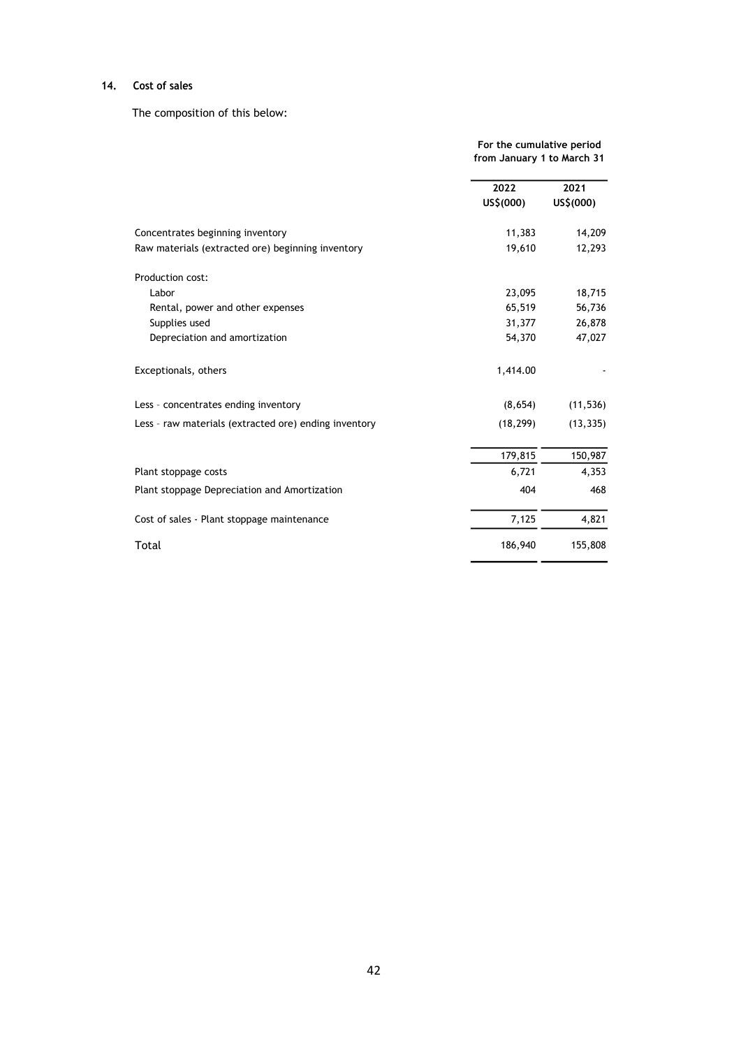## 14. Cost of sales

The composition of this below:

| | For the cumulative period from January 1 to March 31 | |
|---|---|---|
| | 2022 | 2021 |
| | US$(000) | US$(000) |
| Concentrates beginning inventory | 11,383 | 14,209 |
| Raw materials (extracted ore) beginning inventory | 19,610 | 12,293 |
| Production cost: | | |
| Labor | 23,095 | 18,715 |
| Rental, power and other expenses | 65,519 | 56,736 |
| Supplies used | 31,377 | 26,878 |
| Depreciation and amortization | 54,370 | 47,027 |
| Exceptionals, others | 1,414.00 | - |
| Less – concentrates ending inventory | (8,654) | (11,536) |
| Less – raw materials (extracted ore) ending inventory | (18,299) | (13,335) |
| | 179,815 | 150,987 |
| Plant stoppage costs | 6,721 | 4,353 |
| Plant stoppage Depreciation and Amortization | 404 | 468 |
| Cost of sales - Plant stoppage maintenance | 7,125 | 4,821 |
| Total | 186,940 | 155,808 |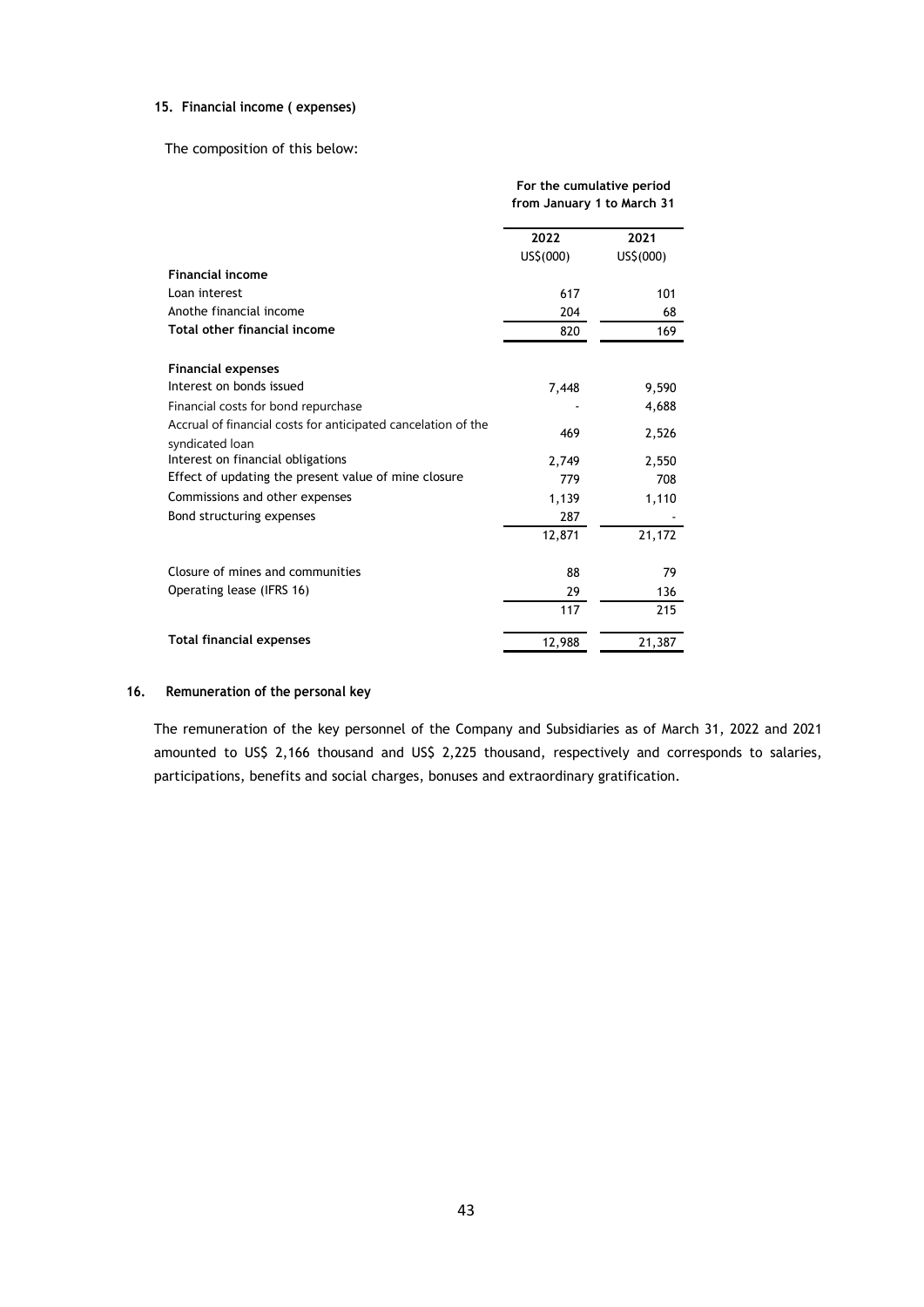## 15. Financial income ( expenses)

The composition of this below:

| | For the cumulative period from January 1 to March 31 | |
|---|---|---|
| | 2022 | 2021 |
| | US$(000) | US$(000) |
| **Financial income** | | |
| Loan interest | 617 | 101 |
| Anothe financial income | 204 | 68 |
| **Total other financial income** | 820 | 169 |
| | | |
| **Financial expenses** | | |
| Interest on bonds issued | 7,448 | 9,590 |
| Financial costs for bond repurchase | - | 4,688 |
| Accrual of financial costs for anticipated cancelation of the syndicated loan | 469 | 2,526 |
| Interest on financial obligations | 2,749 | 2,550 |
| Effect of updating the present value of mine closure | 779 | 708 |
| Commissions and other expenses | 1,139 | 1,110 |
| Bond structuring expenses | 287 | - |
| | 12,871 | 21,172 |
| | | |
| Closure of mines and communities | 88 | 79 |
| Operating lease (IFRS 16) | 29 | 136 |
| | 117 | 215 |
| | | |
| **Total financial expenses** | 12,988 | 21,387 |

## 16. Remuneration of the personal key

The remuneration of the key personnel of the Company and Subsidiaries as of March 31, 2022 and 2021 amounted to US$ 2,166 thousand and US$ 2,225 thousand, respectively and corresponds to salaries, participations, benefits and social charges, bonuses and extraordinary gratification.